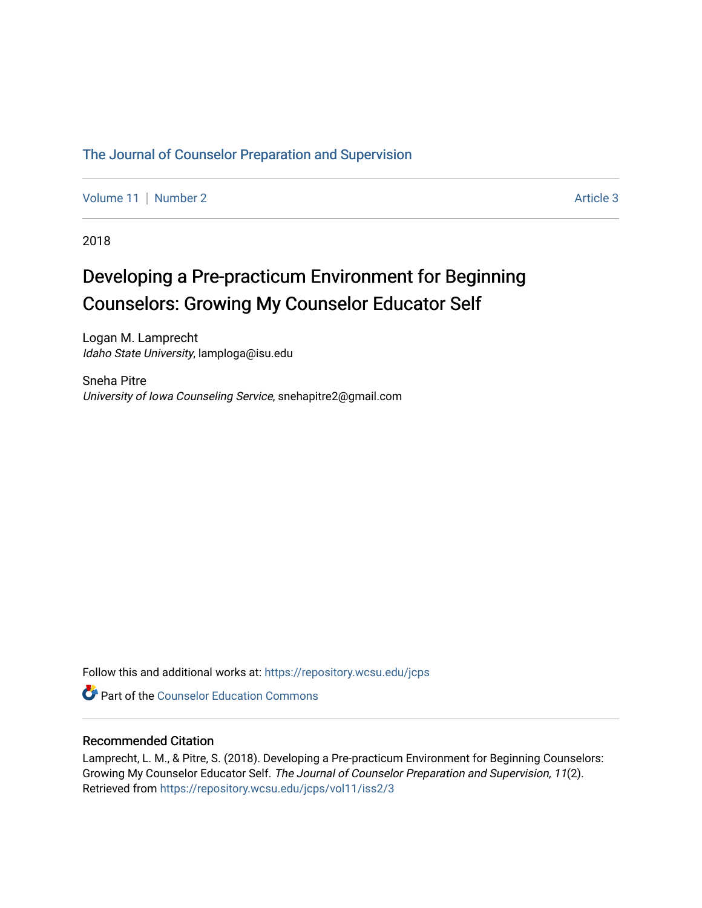The Journal of Counselor Preparation and Supervision

Volume 11 | Number 2 Article 3

2018

# Developing a Pre-practicum Environment for Beginning Counselors: Growing My Counselor Educator Self

Logan M. Lamprecht
*Idaho State University*, lamploga@isu.edu

Sneha Pitre
*University of Iowa Counseling Service*, snehapitre2@gmail.com

Follow this and additional works at: https://repository.wcsu.edu/jcps

Part of the Counselor Education Commons

## Recommended Citation

Lamprecht, L. M., & Pitre, S. (2018). Developing a Pre-practicum Environment for Beginning Counselors: Growing My Counselor Educator Self. *The Journal of Counselor Preparation and Supervision, 11*(2). Retrieved from https://repository.wcsu.edu/jcps/vol11/iss2/3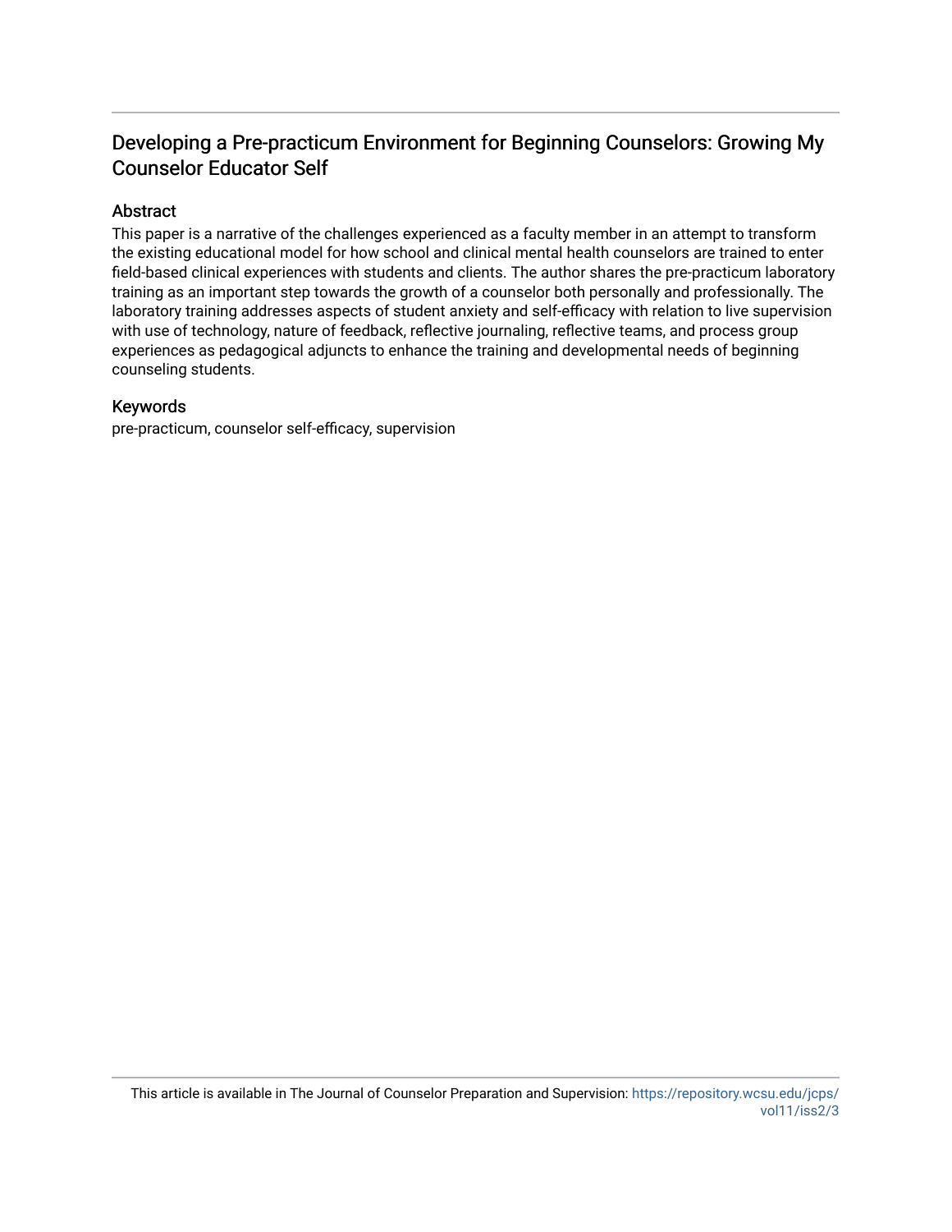# Developing a Pre-practicum Environment for Beginning Counselors: Growing My Counselor Educator Self

## Abstract

This paper is a narrative of the challenges experienced as a faculty member in an attempt to transform the existing educational model for how school and clinical mental health counselors are trained to enter field-based clinical experiences with students and clients. The author shares the pre-practicum laboratory training as an important step towards the growth of a counselor both personally and professionally. The laboratory training addresses aspects of student anxiety and self-efficacy with relation to live supervision with use of technology, nature of feedback, reflective journaling, reflective teams, and process group experiences as pedagogical adjuncts to enhance the training and developmental needs of beginning counseling students.

## Keywords

pre-practicum, counselor self-efficacy, supervision

This article is available in The Journal of Counselor Preparation and Supervision: https://repository.wcsu.edu/jcps/vol11/iss2/3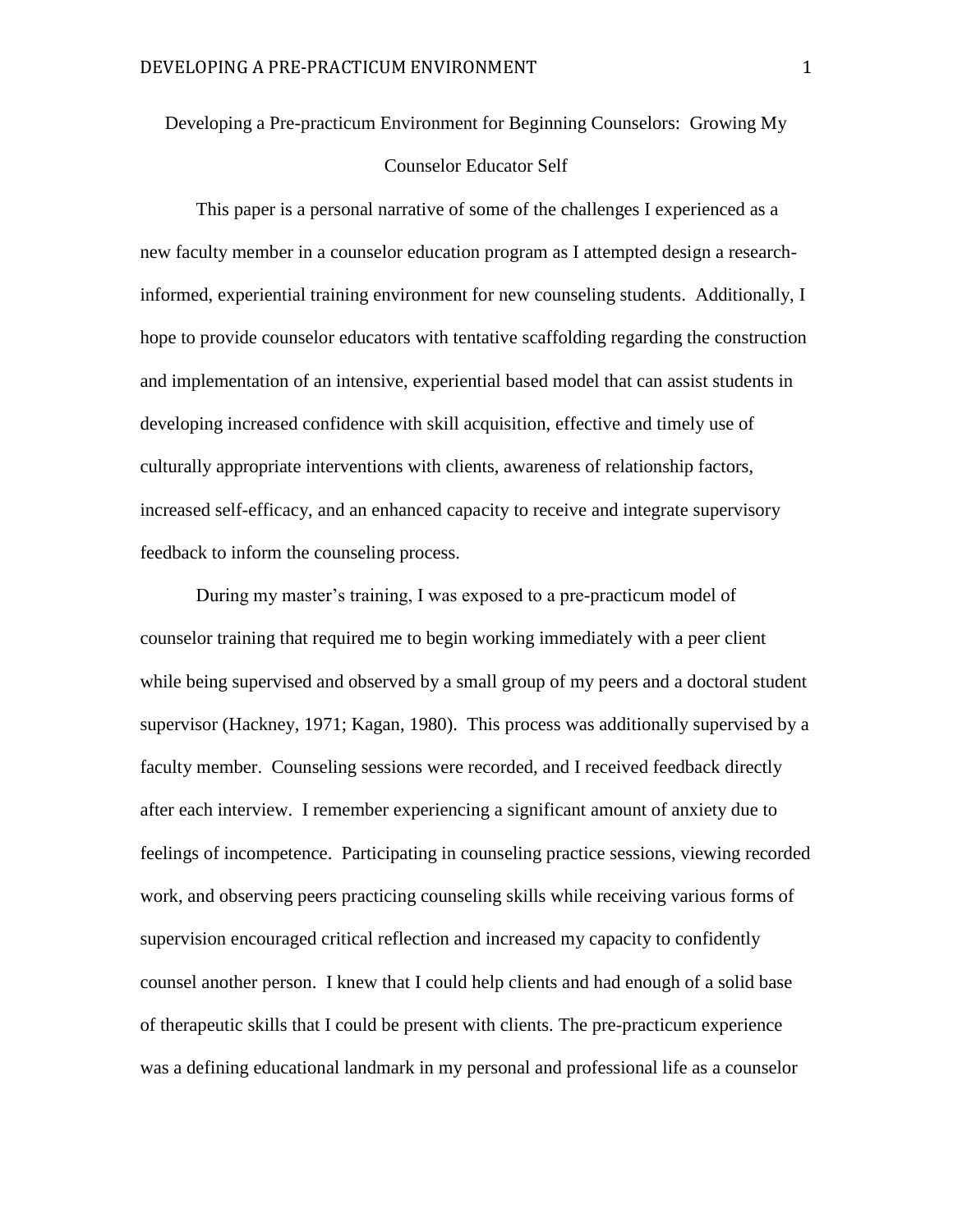Developing a Pre-practicum Environment for Beginning Counselors: Growing My Counselor Educator Self

This paper is a personal narrative of some of the challenges I experienced as a new faculty member in a counselor education program as I attempted design a research-informed, experiential training environment for new counseling students. Additionally, I hope to provide counselor educators with tentative scaffolding regarding the construction and implementation of an intensive, experiential based model that can assist students in developing increased confidence with skill acquisition, effective and timely use of culturally appropriate interventions with clients, awareness of relationship factors, increased self-efficacy, and an enhanced capacity to receive and integrate supervisory feedback to inform the counseling process.

During my master's training, I was exposed to a pre-practicum model of counselor training that required me to begin working immediately with a peer client while being supervised and observed by a small group of my peers and a doctoral student supervisor (Hackney, 1971; Kagan, 1980). This process was additionally supervised by a faculty member. Counseling sessions were recorded, and I received feedback directly after each interview. I remember experiencing a significant amount of anxiety due to feelings of incompetence. Participating in counseling practice sessions, viewing recorded work, and observing peers practicing counseling skills while receiving various forms of supervision encouraged critical reflection and increased my capacity to confidently counsel another person. I knew that I could help clients and had enough of a solid base of therapeutic skills that I could be present with clients. The pre-practicum experience was a defining educational landmark in my personal and professional life as a counselor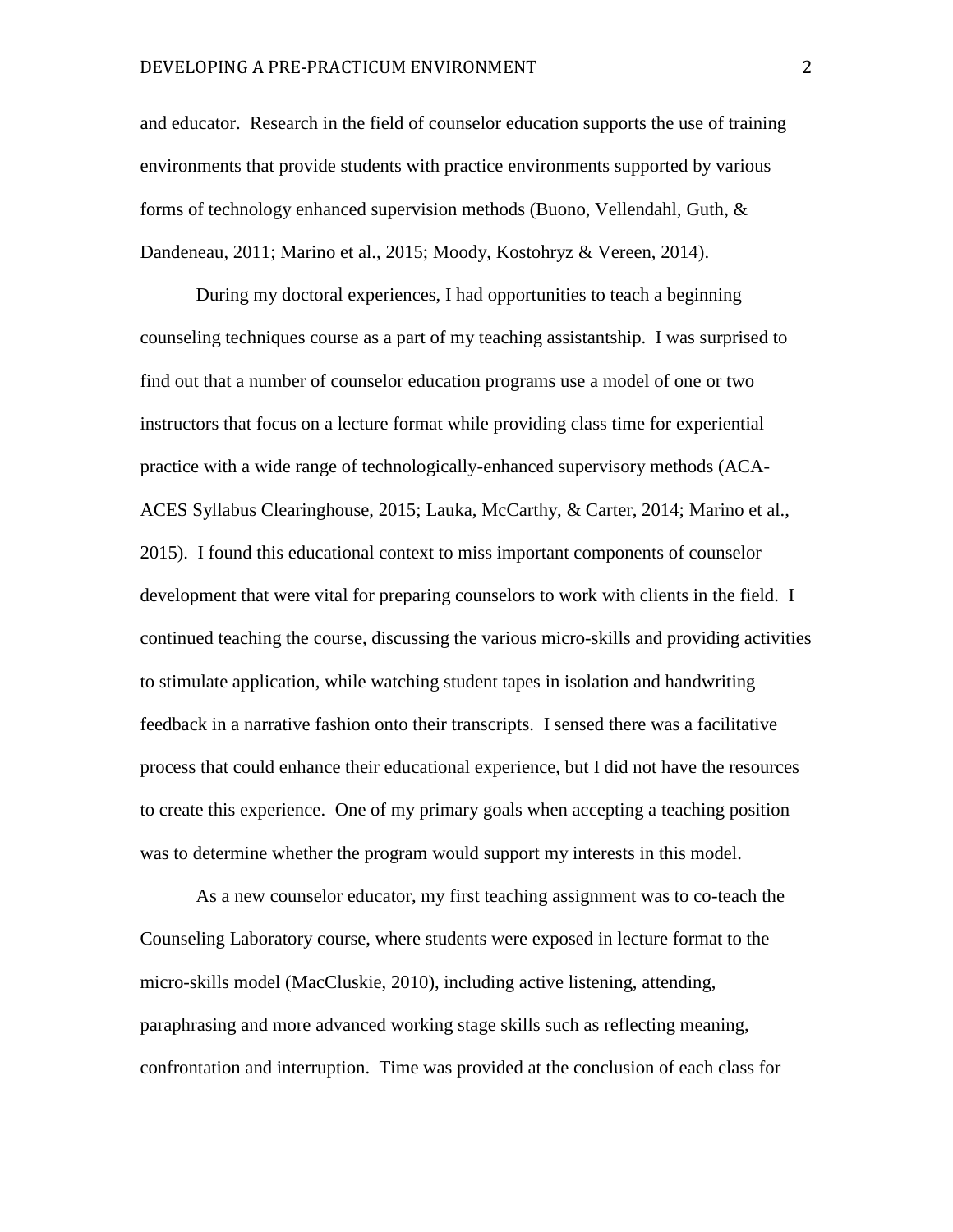and educator. Research in the field of counselor education supports the use of training environments that provide students with practice environments supported by various forms of technology enhanced supervision methods (Buono, Vellendahl, Guth, & Dandeneau, 2011; Marino et al., 2015; Moody, Kostohryz & Vereen, 2014).

During my doctoral experiences, I had opportunities to teach a beginning counseling techniques course as a part of my teaching assistantship. I was surprised to find out that a number of counselor education programs use a model of one or two instructors that focus on a lecture format while providing class time for experiential practice with a wide range of technologically-enhanced supervisory methods (ACA-ACES Syllabus Clearinghouse, 2015; Lauka, McCarthy, & Carter, 2014; Marino et al., 2015). I found this educational context to miss important components of counselor development that were vital for preparing counselors to work with clients in the field. I continued teaching the course, discussing the various micro-skills and providing activities to stimulate application, while watching student tapes in isolation and handwriting feedback in a narrative fashion onto their transcripts. I sensed there was a facilitative process that could enhance their educational experience, but I did not have the resources to create this experience. One of my primary goals when accepting a teaching position was to determine whether the program would support my interests in this model.

As a new counselor educator, my first teaching assignment was to co-teach the Counseling Laboratory course, where students were exposed in lecture format to the micro-skills model (MacCluskie, 2010), including active listening, attending, paraphrasing and more advanced working stage skills such as reflecting meaning, confrontation and interruption. Time was provided at the conclusion of each class for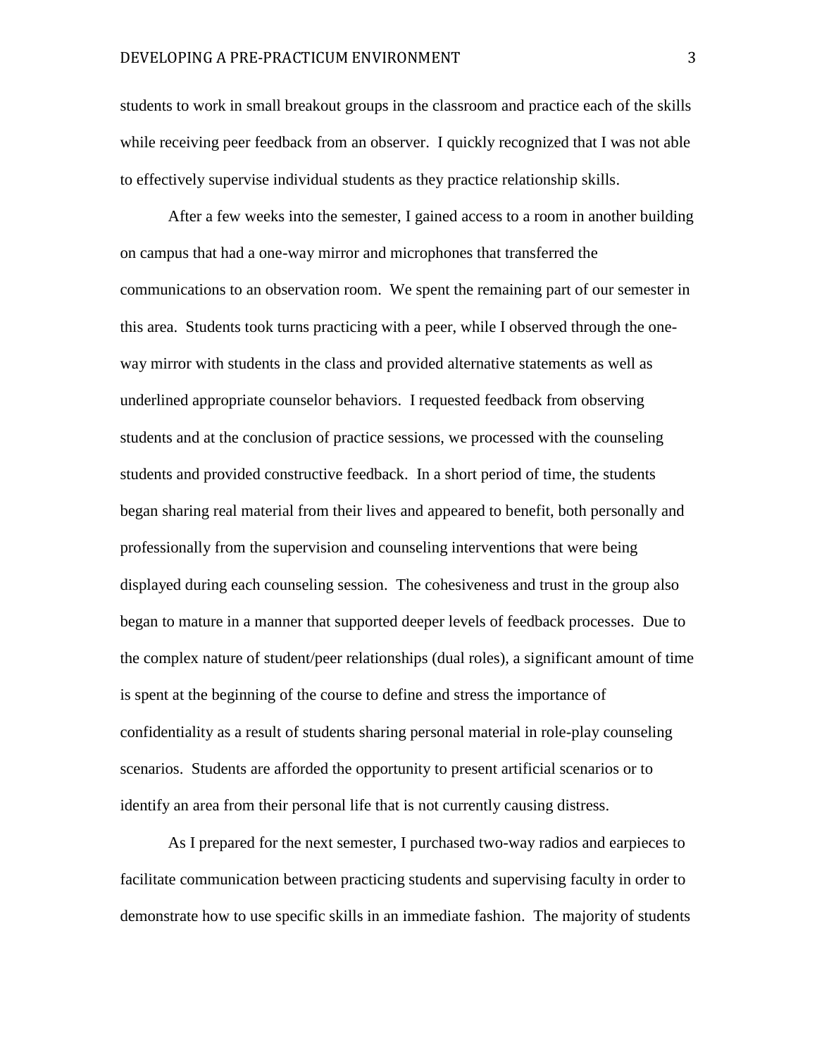students to work in small breakout groups in the classroom and practice each of the skills while receiving peer feedback from an observer. I quickly recognized that I was not able to effectively supervise individual students as they practice relationship skills.

After a few weeks into the semester, I gained access to a room in another building on campus that had a one-way mirror and microphones that transferred the communications to an observation room. We spent the remaining part of our semester in this area. Students took turns practicing with a peer, while I observed through the one-way mirror with students in the class and provided alternative statements as well as underlined appropriate counselor behaviors. I requested feedback from observing students and at the conclusion of practice sessions, we processed with the counseling students and provided constructive feedback. In a short period of time, the students began sharing real material from their lives and appeared to benefit, both personally and professionally from the supervision and counseling interventions that were being displayed during each counseling session. The cohesiveness and trust in the group also began to mature in a manner that supported deeper levels of feedback processes. Due to the complex nature of student/peer relationships (dual roles), a significant amount of time is spent at the beginning of the course to define and stress the importance of confidentiality as a result of students sharing personal material in role-play counseling scenarios. Students are afforded the opportunity to present artificial scenarios or to identify an area from their personal life that is not currently causing distress.

As I prepared for the next semester, I purchased two-way radios and earpieces to facilitate communication between practicing students and supervising faculty in order to demonstrate how to use specific skills in an immediate fashion. The majority of students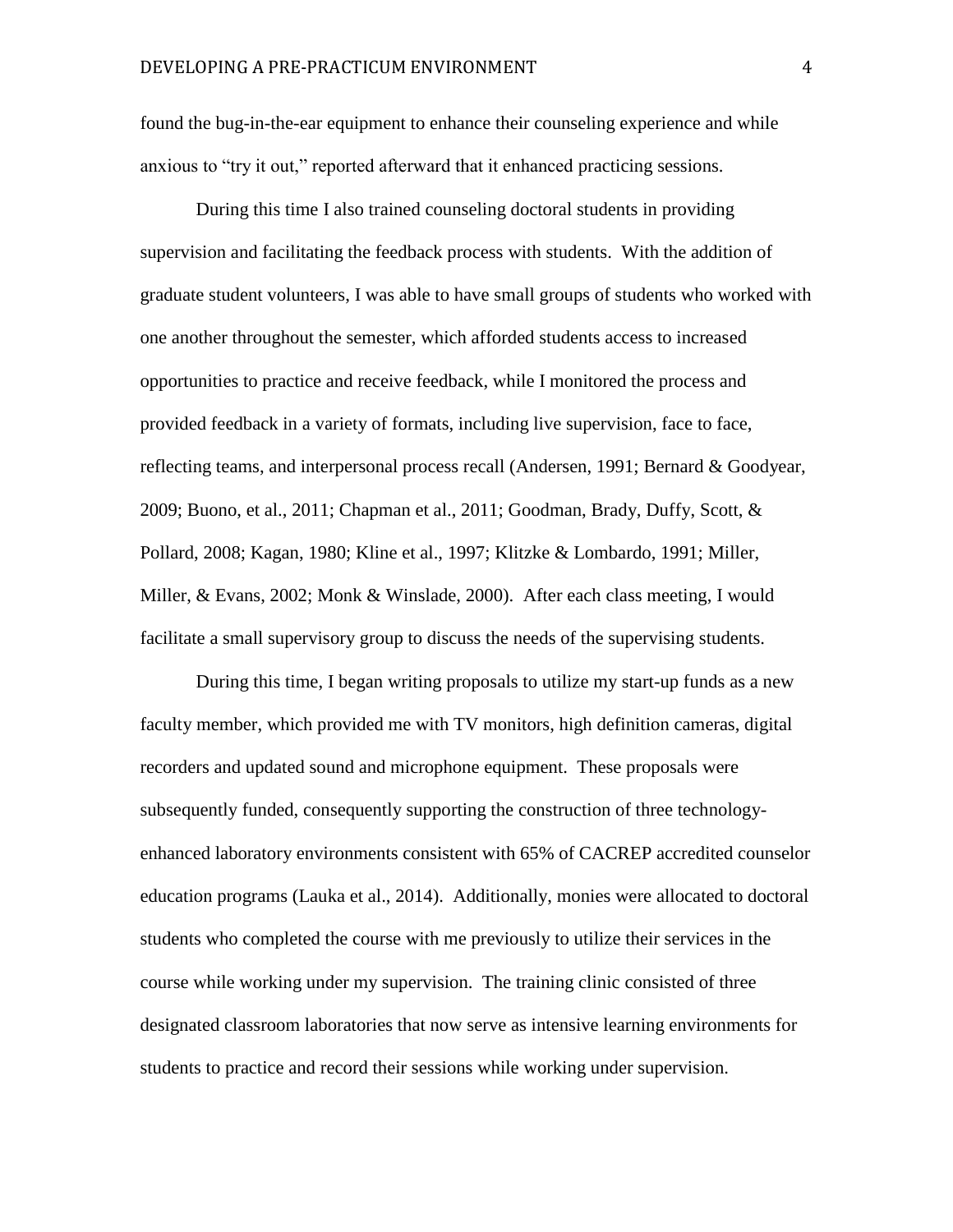found the bug-in-the-ear equipment to enhance their counseling experience and while anxious to "try it out," reported afterward that it enhanced practicing sessions.

During this time I also trained counseling doctoral students in providing supervision and facilitating the feedback process with students. With the addition of graduate student volunteers, I was able to have small groups of students who worked with one another throughout the semester, which afforded students access to increased opportunities to practice and receive feedback, while I monitored the process and provided feedback in a variety of formats, including live supervision, face to face, reflecting teams, and interpersonal process recall (Andersen, 1991; Bernard & Goodyear, 2009; Buono, et al., 2011; Chapman et al., 2011; Goodman, Brady, Duffy, Scott, & Pollard, 2008; Kagan, 1980; Kline et al., 1997; Klitzke & Lombardo, 1991; Miller, Miller, & Evans, 2002; Monk & Winslade, 2000). After each class meeting, I would facilitate a small supervisory group to discuss the needs of the supervising students.

During this time, I began writing proposals to utilize my start-up funds as a new faculty member, which provided me with TV monitors, high definition cameras, digital recorders and updated sound and microphone equipment. These proposals were subsequently funded, consequently supporting the construction of three technology-enhanced laboratory environments consistent with 65% of CACREP accredited counselor education programs (Lauka et al., 2014). Additionally, monies were allocated to doctoral students who completed the course with me previously to utilize their services in the course while working under my supervision. The training clinic consisted of three designated classroom laboratories that now serve as intensive learning environments for students to practice and record their sessions while working under supervision.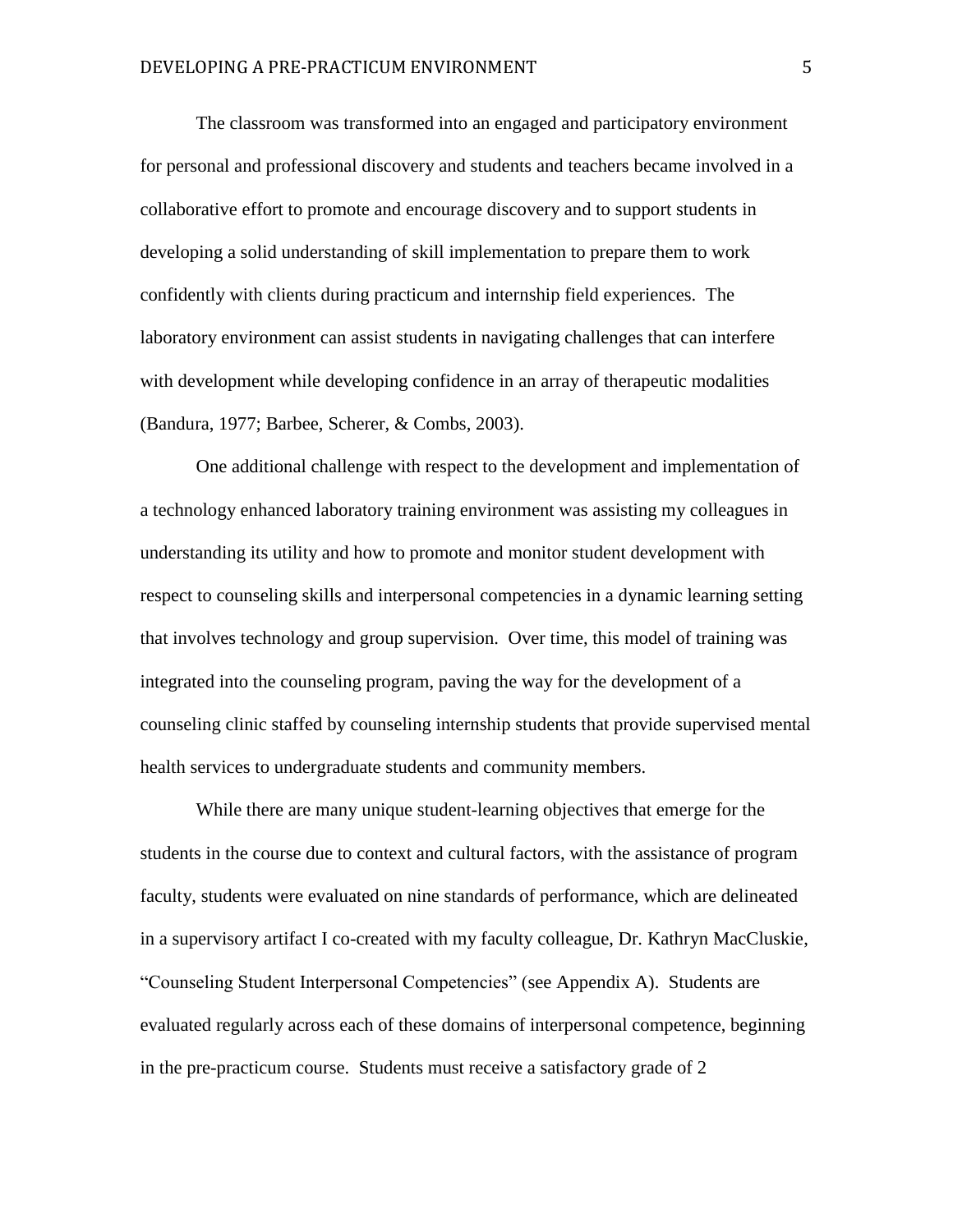The classroom was transformed into an engaged and participatory environment for personal and professional discovery and students and teachers became involved in a collaborative effort to promote and encourage discovery and to support students in developing a solid understanding of skill implementation to prepare them to work confidently with clients during practicum and internship field experiences. The laboratory environment can assist students in navigating challenges that can interfere with development while developing confidence in an array of therapeutic modalities (Bandura, 1977; Barbee, Scherer, & Combs, 2003).

One additional challenge with respect to the development and implementation of a technology enhanced laboratory training environment was assisting my colleagues in understanding its utility and how to promote and monitor student development with respect to counseling skills and interpersonal competencies in a dynamic learning setting that involves technology and group supervision. Over time, this model of training was integrated into the counseling program, paving the way for the development of a counseling clinic staffed by counseling internship students that provide supervised mental health services to undergraduate students and community members.

While there are many unique student-learning objectives that emerge for the students in the course due to context and cultural factors, with the assistance of program faculty, students were evaluated on nine standards of performance, which are delineated in a supervisory artifact I co-created with my faculty colleague, Dr. Kathryn MacCluskie, "Counseling Student Interpersonal Competencies" (see Appendix A). Students are evaluated regularly across each of these domains of interpersonal competence, beginning in the pre-practicum course. Students must receive a satisfactory grade of 2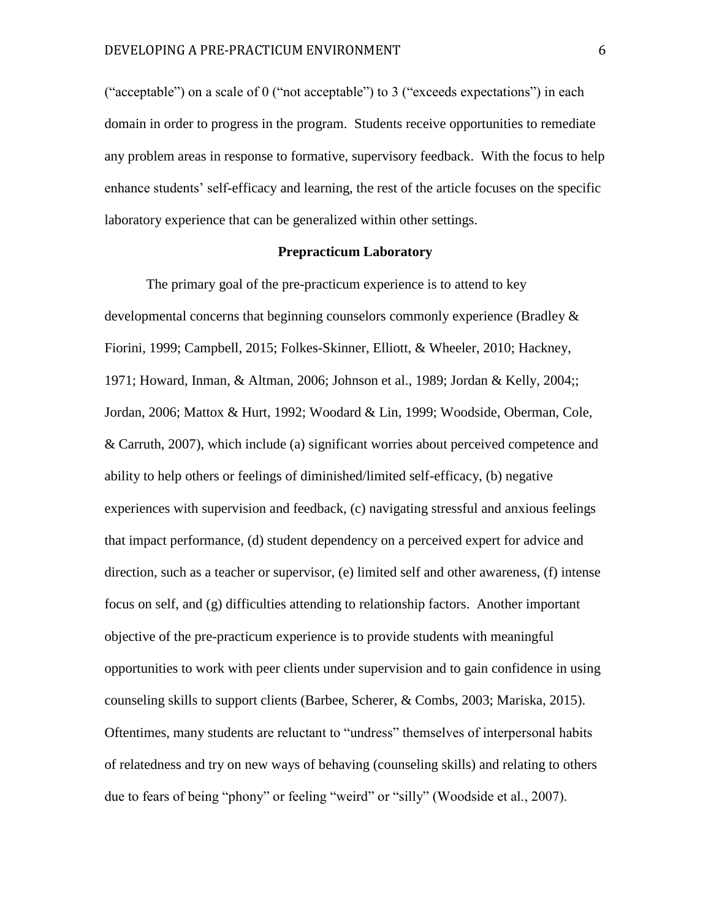("acceptable") on a scale of 0 ("not acceptable") to 3 ("exceeds expectations") in each domain in order to progress in the program. Students receive opportunities to remediate any problem areas in response to formative, supervisory feedback. With the focus to help enhance students' self-efficacy and learning, the rest of the article focuses on the specific laboratory experience that can be generalized within other settings.

## Prepracticum Laboratory

The primary goal of the pre-practicum experience is to attend to key developmental concerns that beginning counselors commonly experience (Bradley & Fiorini, 1999; Campbell, 2015; Folkes-Skinner, Elliott, & Wheeler, 2010; Hackney, 1971; Howard, Inman, & Altman, 2006; Johnson et al., 1989; Jordan & Kelly, 2004;; Jordan, 2006; Mattox & Hurt, 1992; Woodard & Lin, 1999; Woodside, Oberman, Cole, & Carruth, 2007), which include (a) significant worries about perceived competence and ability to help others or feelings of diminished/limited self-efficacy, (b) negative experiences with supervision and feedback, (c) navigating stressful and anxious feelings that impact performance, (d) student dependency on a perceived expert for advice and direction, such as a teacher or supervisor, (e) limited self and other awareness, (f) intense focus on self, and (g) difficulties attending to relationship factors. Another important objective of the pre-practicum experience is to provide students with meaningful opportunities to work with peer clients under supervision and to gain confidence in using counseling skills to support clients (Barbee, Scherer, & Combs, 2003; Mariska, 2015). Oftentimes, many students are reluctant to "undress" themselves of interpersonal habits of relatedness and try on new ways of behaving (counseling skills) and relating to others due to fears of being "phony" or feeling "weird" or "silly" (Woodside et al., 2007).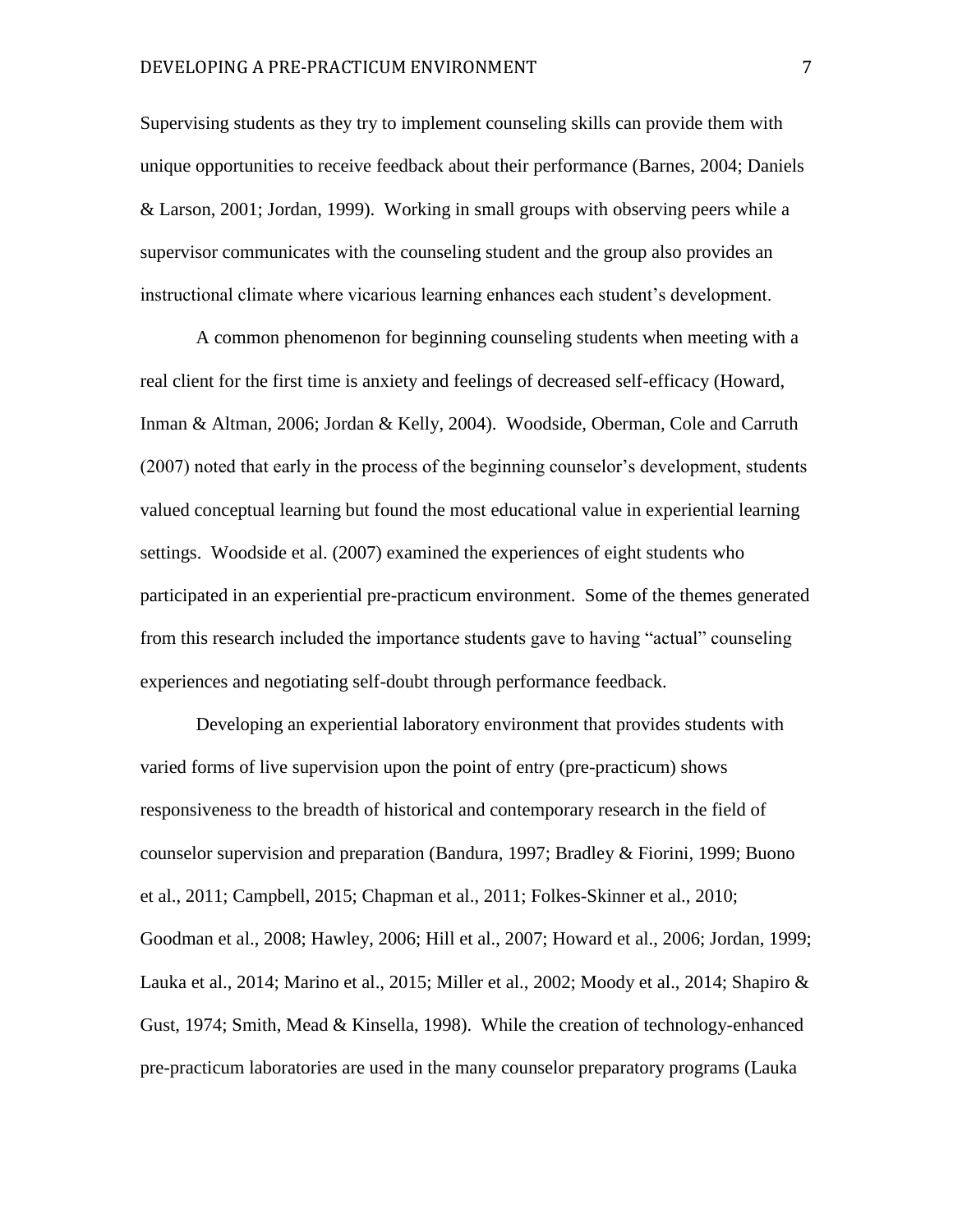Supervising students as they try to implement counseling skills can provide them with unique opportunities to receive feedback about their performance (Barnes, 2004; Daniels & Larson, 2001; Jordan, 1999). Working in small groups with observing peers while a supervisor communicates with the counseling student and the group also provides an instructional climate where vicarious learning enhances each student's development.

A common phenomenon for beginning counseling students when meeting with a real client for the first time is anxiety and feelings of decreased self-efficacy (Howard, Inman & Altman, 2006; Jordan & Kelly, 2004). Woodside, Oberman, Cole and Carruth (2007) noted that early in the process of the beginning counselor's development, students valued conceptual learning but found the most educational value in experiential learning settings. Woodside et al. (2007) examined the experiences of eight students who participated in an experiential pre-practicum environment. Some of the themes generated from this research included the importance students gave to having "actual" counseling experiences and negotiating self-doubt through performance feedback.

Developing an experiential laboratory environment that provides students with varied forms of live supervision upon the point of entry (pre-practicum) shows responsiveness to the breadth of historical and contemporary research in the field of counselor supervision and preparation (Bandura, 1997; Bradley & Fiorini, 1999; Buono et al., 2011; Campbell, 2015; Chapman et al., 2011; Folkes-Skinner et al., 2010; Goodman et al., 2008; Hawley, 2006; Hill et al., 2007; Howard et al., 2006; Jordan, 1999; Lauka et al., 2014; Marino et al., 2015; Miller et al., 2002; Moody et al., 2014; Shapiro & Gust, 1974; Smith, Mead & Kinsella, 1998). While the creation of technology-enhanced pre-practicum laboratories are used in the many counselor preparatory programs (Lauka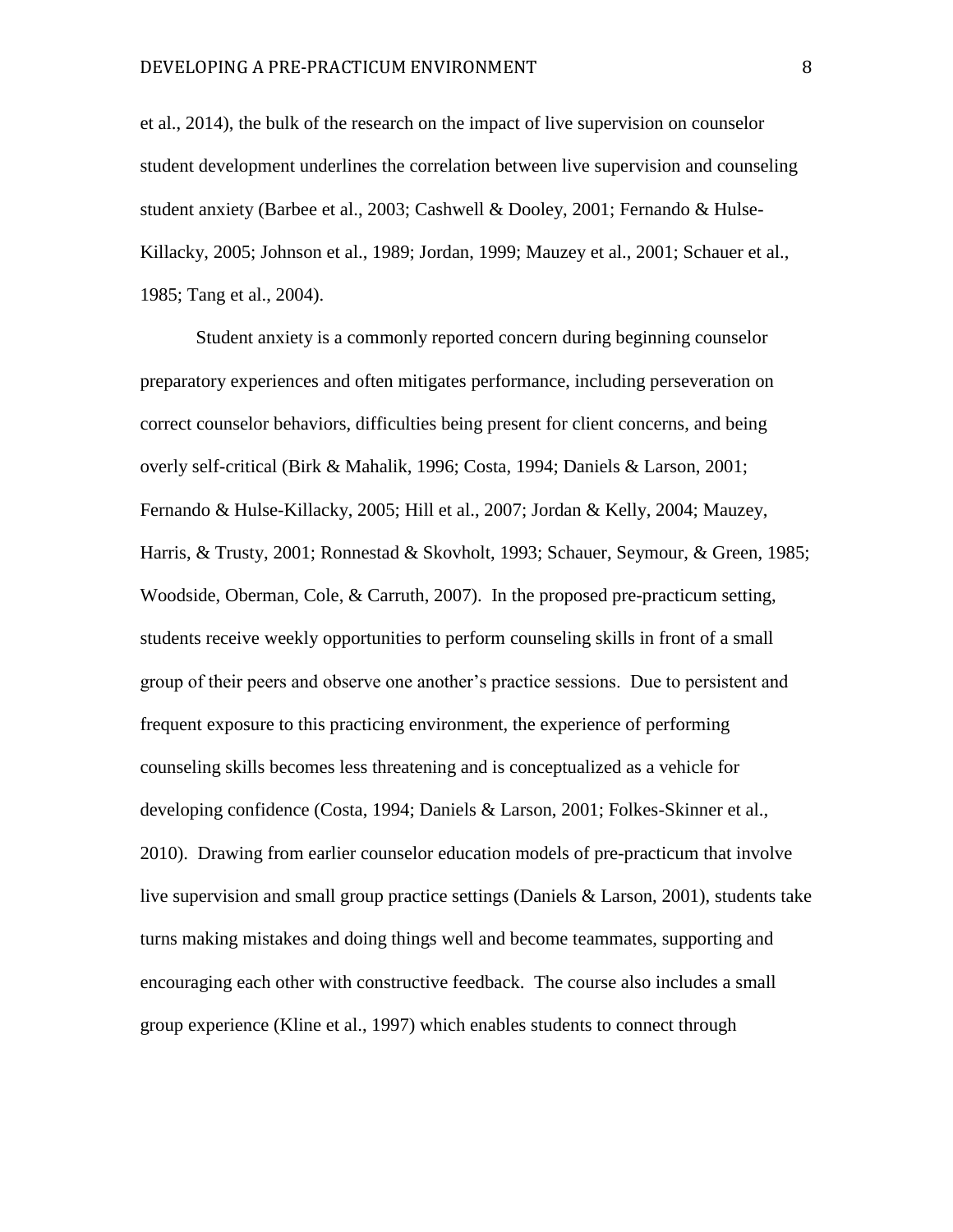et al., 2014), the bulk of the research on the impact of live supervision on counselor student development underlines the correlation between live supervision and counseling student anxiety (Barbee et al., 2003; Cashwell & Dooley, 2001; Fernando & Hulse-Killacky, 2005; Johnson et al., 1989; Jordan, 1999; Mauzey et al., 2001; Schauer et al., 1985; Tang et al., 2004).

Student anxiety is a commonly reported concern during beginning counselor preparatory experiences and often mitigates performance, including perseveration on correct counselor behaviors, difficulties being present for client concerns, and being overly self-critical (Birk & Mahalik, 1996; Costa, 1994; Daniels & Larson, 2001; Fernando & Hulse-Killacky, 2005; Hill et al., 2007; Jordan & Kelly, 2004; Mauzey, Harris, & Trusty, 2001; Ronnestad & Skovholt, 1993; Schauer, Seymour, & Green, 1985; Woodside, Oberman, Cole, & Carruth, 2007). In the proposed pre-practicum setting, students receive weekly opportunities to perform counseling skills in front of a small group of their peers and observe one another's practice sessions. Due to persistent and frequent exposure to this practicing environment, the experience of performing counseling skills becomes less threatening and is conceptualized as a vehicle for developing confidence (Costa, 1994; Daniels & Larson, 2001; Folkes-Skinner et al., 2010). Drawing from earlier counselor education models of pre-practicum that involve live supervision and small group practice settings (Daniels & Larson, 2001), students take turns making mistakes and doing things well and become teammates, supporting and encouraging each other with constructive feedback. The course also includes a small group experience (Kline et al., 1997) which enables students to connect through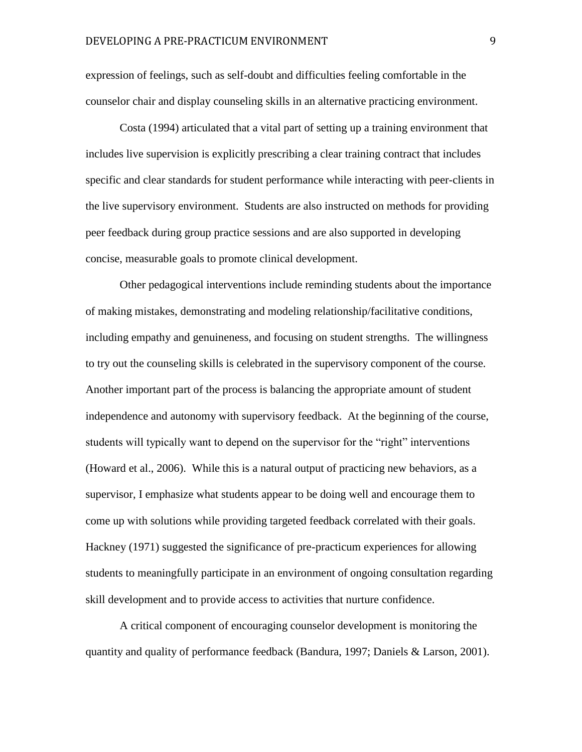expression of feelings, such as self-doubt and difficulties feeling comfortable in the counselor chair and display counseling skills in an alternative practicing environment.

Costa (1994) articulated that a vital part of setting up a training environment that includes live supervision is explicitly prescribing a clear training contract that includes specific and clear standards for student performance while interacting with peer-clients in the live supervisory environment. Students are also instructed on methods for providing peer feedback during group practice sessions and are also supported in developing concise, measurable goals to promote clinical development.

Other pedagogical interventions include reminding students about the importance of making mistakes, demonstrating and modeling relationship/facilitative conditions, including empathy and genuineness, and focusing on student strengths. The willingness to try out the counseling skills is celebrated in the supervisory component of the course. Another important part of the process is balancing the appropriate amount of student independence and autonomy with supervisory feedback. At the beginning of the course, students will typically want to depend on the supervisor for the "right" interventions (Howard et al., 2006). While this is a natural output of practicing new behaviors, as a supervisor, I emphasize what students appear to be doing well and encourage them to come up with solutions while providing targeted feedback correlated with their goals. Hackney (1971) suggested the significance of pre-practicum experiences for allowing students to meaningfully participate in an environment of ongoing consultation regarding skill development and to provide access to activities that nurture confidence.

A critical component of encouraging counselor development is monitoring the quantity and quality of performance feedback (Bandura, 1997; Daniels & Larson, 2001).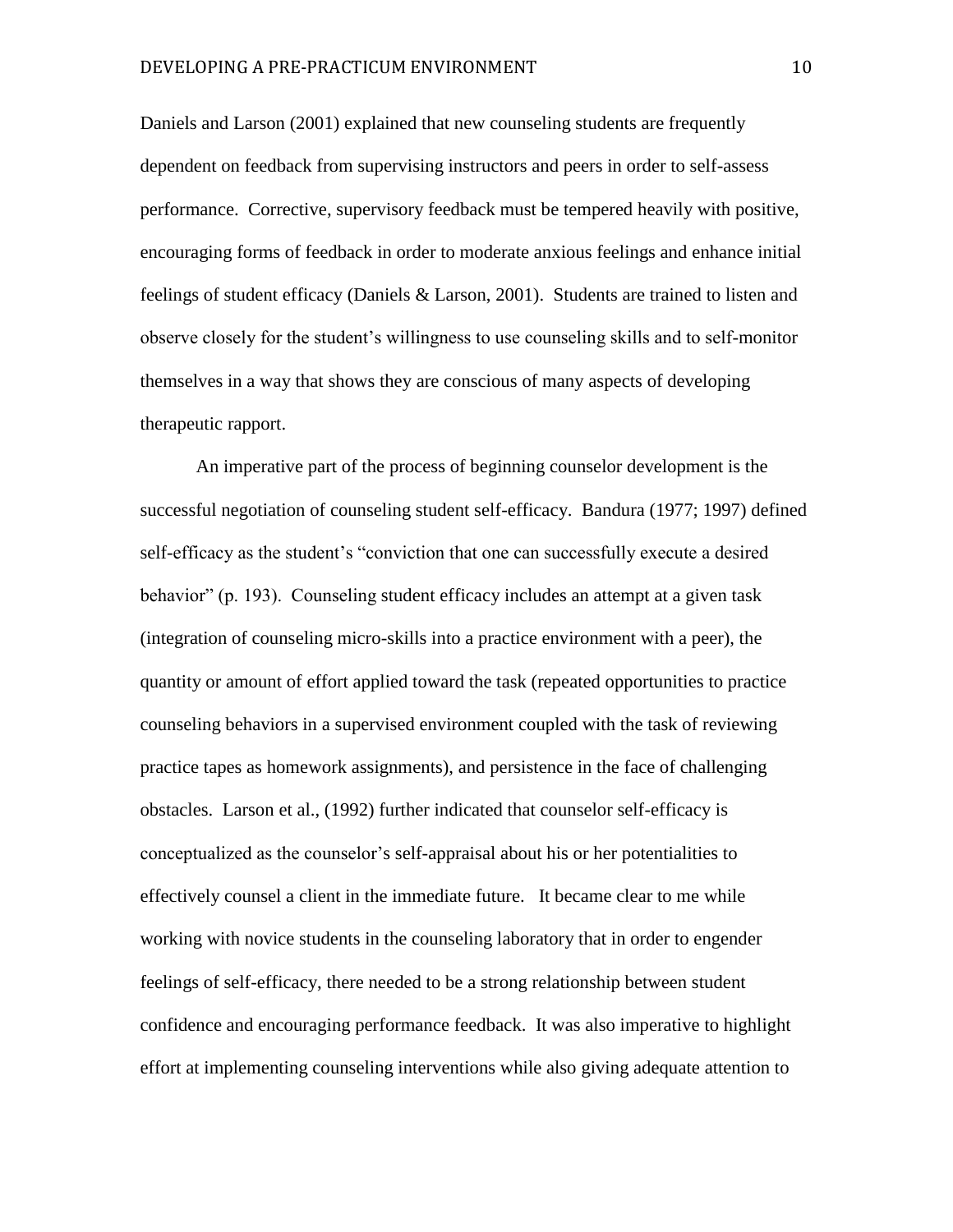Daniels and Larson (2001) explained that new counseling students are frequently dependent on feedback from supervising instructors and peers in order to self-assess performance. Corrective, supervisory feedback must be tempered heavily with positive, encouraging forms of feedback in order to moderate anxious feelings and enhance initial feelings of student efficacy (Daniels & Larson, 2001). Students are trained to listen and observe closely for the student's willingness to use counseling skills and to self-monitor themselves in a way that shows they are conscious of many aspects of developing therapeutic rapport.

An imperative part of the process of beginning counselor development is the successful negotiation of counseling student self-efficacy. Bandura (1977; 1997) defined self-efficacy as the student's "conviction that one can successfully execute a desired behavior" (p. 193). Counseling student efficacy includes an attempt at a given task (integration of counseling micro-skills into a practice environment with a peer), the quantity or amount of effort applied toward the task (repeated opportunities to practice counseling behaviors in a supervised environment coupled with the task of reviewing practice tapes as homework assignments), and persistence in the face of challenging obstacles. Larson et al., (1992) further indicated that counselor self-efficacy is conceptualized as the counselor's self-appraisal about his or her potentialities to effectively counsel a client in the immediate future. It became clear to me while working with novice students in the counseling laboratory that in order to engender feelings of self-efficacy, there needed to be a strong relationship between student confidence and encouraging performance feedback. It was also imperative to highlight effort at implementing counseling interventions while also giving adequate attention to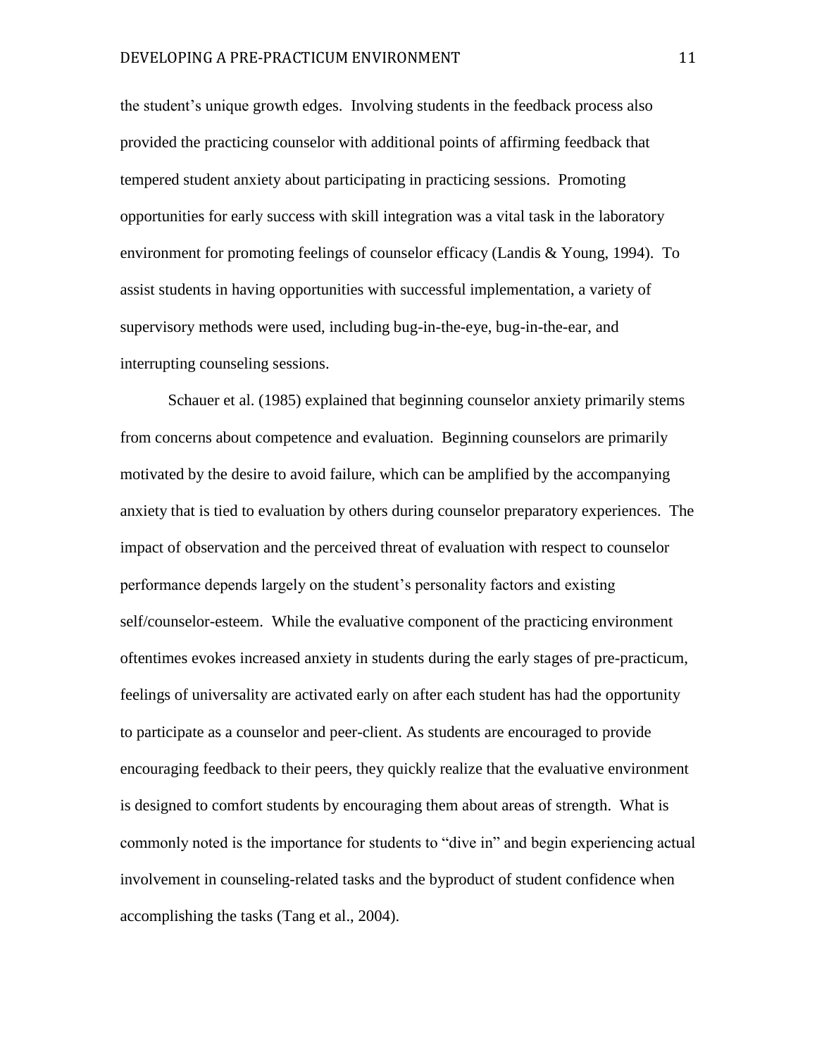the student's unique growth edges. Involving students in the feedback process also provided the practicing counselor with additional points of affirming feedback that tempered student anxiety about participating in practicing sessions. Promoting opportunities for early success with skill integration was a vital task in the laboratory environment for promoting feelings of counselor efficacy (Landis & Young, 1994). To assist students in having opportunities with successful implementation, a variety of supervisory methods were used, including bug-in-the-eye, bug-in-the-ear, and interrupting counseling sessions.

Schauer et al. (1985) explained that beginning counselor anxiety primarily stems from concerns about competence and evaluation. Beginning counselors are primarily motivated by the desire to avoid failure, which can be amplified by the accompanying anxiety that is tied to evaluation by others during counselor preparatory experiences. The impact of observation and the perceived threat of evaluation with respect to counselor performance depends largely on the student's personality factors and existing self/counselor-esteem. While the evaluative component of the practicing environment oftentimes evokes increased anxiety in students during the early stages of pre-practicum, feelings of universality are activated early on after each student has had the opportunity to participate as a counselor and peer-client. As students are encouraged to provide encouraging feedback to their peers, they quickly realize that the evaluative environment is designed to comfort students by encouraging them about areas of strength. What is commonly noted is the importance for students to "dive in" and begin experiencing actual involvement in counseling-related tasks and the byproduct of student confidence when accomplishing the tasks (Tang et al., 2004).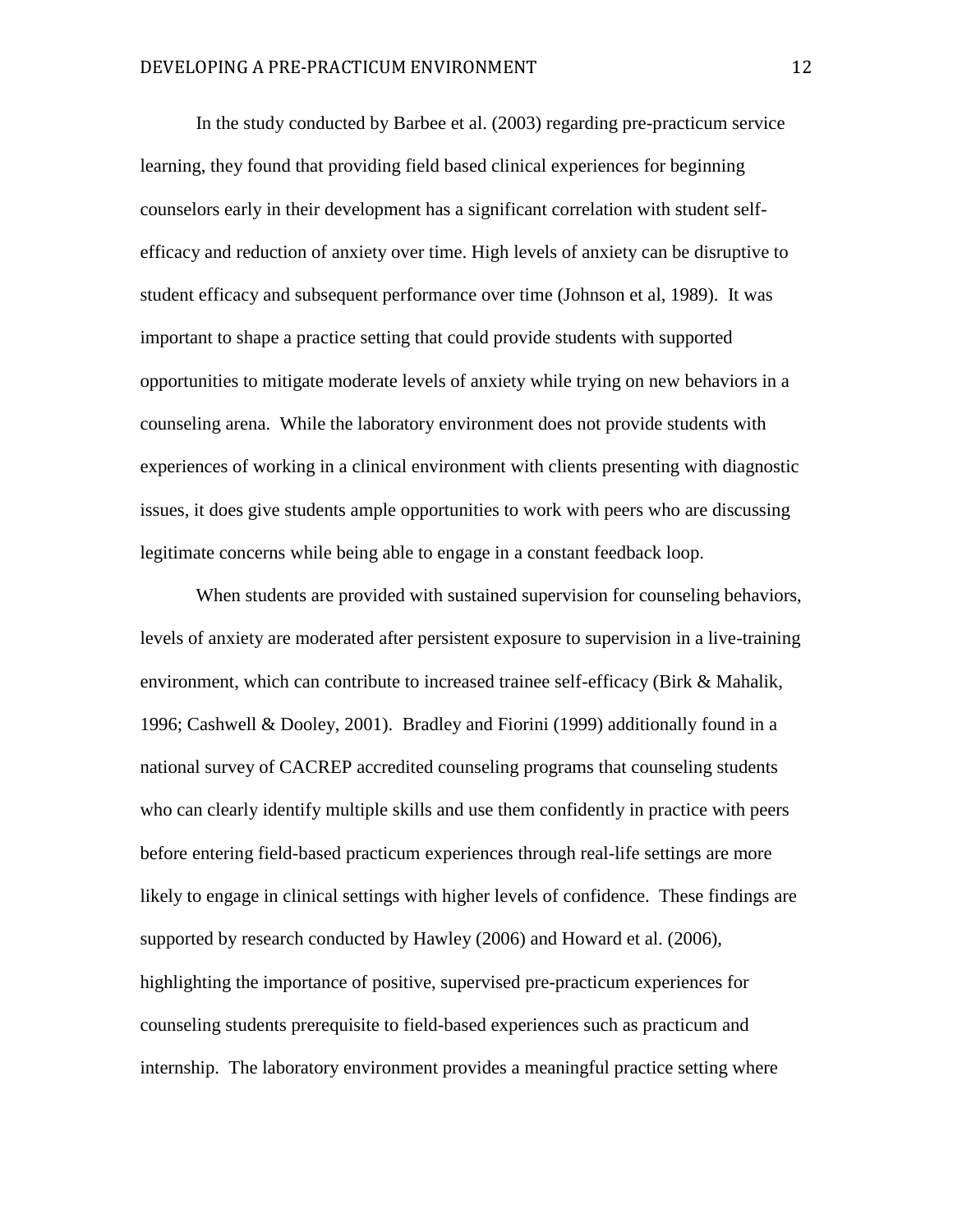In the study conducted by Barbee et al. (2003) regarding pre-practicum service learning, they found that providing field based clinical experiences for beginning counselors early in their development has a significant correlation with student self-efficacy and reduction of anxiety over time. High levels of anxiety can be disruptive to student efficacy and subsequent performance over time (Johnson et al, 1989). It was important to shape a practice setting that could provide students with supported opportunities to mitigate moderate levels of anxiety while trying on new behaviors in a counseling arena. While the laboratory environment does not provide students with experiences of working in a clinical environment with clients presenting with diagnostic issues, it does give students ample opportunities to work with peers who are discussing legitimate concerns while being able to engage in a constant feedback loop.

When students are provided with sustained supervision for counseling behaviors, levels of anxiety are moderated after persistent exposure to supervision in a live-training environment, which can contribute to increased trainee self-efficacy (Birk & Mahalik, 1996; Cashwell & Dooley, 2001). Bradley and Fiorini (1999) additionally found in a national survey of CACREP accredited counseling programs that counseling students who can clearly identify multiple skills and use them confidently in practice with peers before entering field-based practicum experiences through real-life settings are more likely to engage in clinical settings with higher levels of confidence. These findings are supported by research conducted by Hawley (2006) and Howard et al. (2006), highlighting the importance of positive, supervised pre-practicum experiences for counseling students prerequisite to field-based experiences such as practicum and internship. The laboratory environment provides a meaningful practice setting where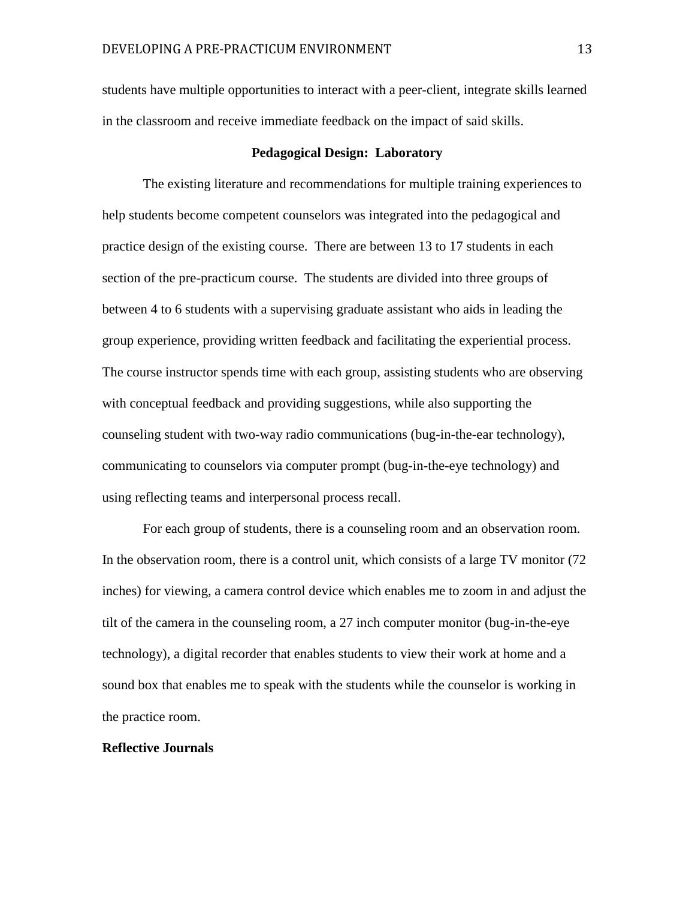students have multiple opportunities to interact with a peer-client, integrate skills learned in the classroom and receive immediate feedback on the impact of said skills.

## Pedagogical Design: Laboratory

The existing literature and recommendations for multiple training experiences to help students become competent counselors was integrated into the pedagogical and practice design of the existing course. There are between 13 to 17 students in each section of the pre-practicum course. The students are divided into three groups of between 4 to 6 students with a supervising graduate assistant who aids in leading the group experience, providing written feedback and facilitating the experiential process. The course instructor spends time with each group, assisting students who are observing with conceptual feedback and providing suggestions, while also supporting the counseling student with two-way radio communications (bug-in-the-ear technology), communicating to counselors via computer prompt (bug-in-the-eye technology) and using reflecting teams and interpersonal process recall.

For each group of students, there is a counseling room and an observation room. In the observation room, there is a control unit, which consists of a large TV monitor (72 inches) for viewing, a camera control device which enables me to zoom in and adjust the tilt of the camera in the counseling room, a 27 inch computer monitor (bug-in-the-eye technology), a digital recorder that enables students to view their work at home and a sound box that enables me to speak with the students while the counselor is working in the practice room.

### Reflective Journals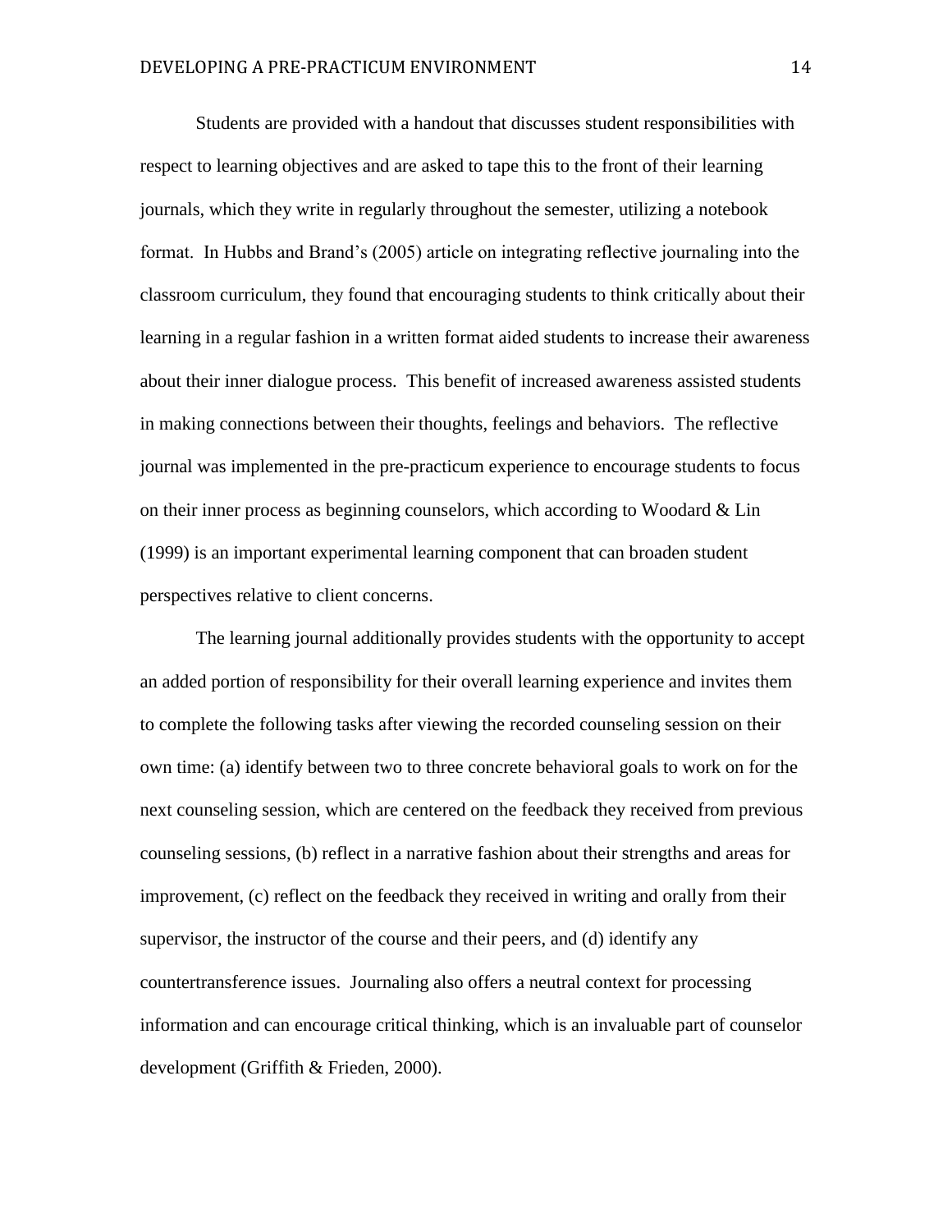Students are provided with a handout that discusses student responsibilities with respect to learning objectives and are asked to tape this to the front of their learning journals, which they write in regularly throughout the semester, utilizing a notebook format. In Hubbs and Brand's (2005) article on integrating reflective journaling into the classroom curriculum, they found that encouraging students to think critically about their learning in a regular fashion in a written format aided students to increase their awareness about their inner dialogue process. This benefit of increased awareness assisted students in making connections between their thoughts, feelings and behaviors. The reflective journal was implemented in the pre-practicum experience to encourage students to focus on their inner process as beginning counselors, which according to Woodard & Lin (1999) is an important experimental learning component that can broaden student perspectives relative to client concerns.

The learning journal additionally provides students with the opportunity to accept an added portion of responsibility for their overall learning experience and invites them to complete the following tasks after viewing the recorded counseling session on their own time: (a) identify between two to three concrete behavioral goals to work on for the next counseling session, which are centered on the feedback they received from previous counseling sessions, (b) reflect in a narrative fashion about their strengths and areas for improvement, (c) reflect on the feedback they received in writing and orally from their supervisor, the instructor of the course and their peers, and (d) identify any countertransference issues. Journaling also offers a neutral context for processing information and can encourage critical thinking, which is an invaluable part of counselor development (Griffith & Frieden, 2000).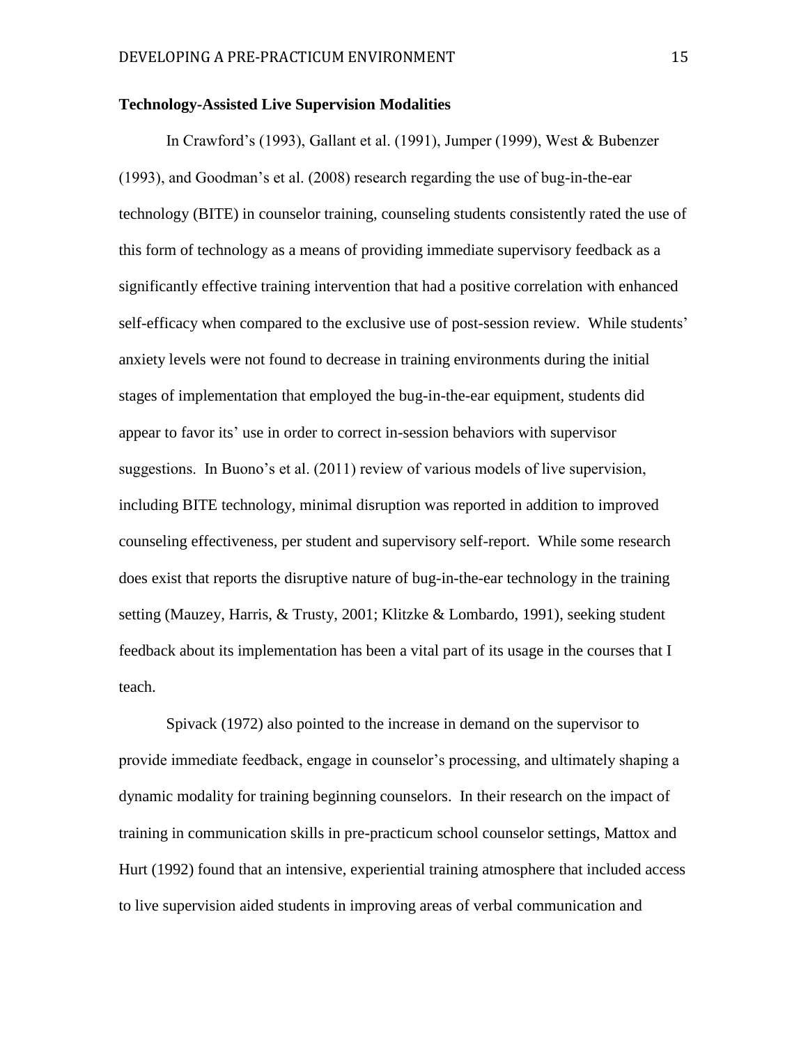### Technology-Assisted Live Supervision Modalities

In Crawford's (1993), Gallant et al. (1991), Jumper (1999), West & Bubenzer (1993), and Goodman's et al. (2008) research regarding the use of bug-in-the-ear technology (BITE) in counselor training, counseling students consistently rated the use of this form of technology as a means of providing immediate supervisory feedback as a significantly effective training intervention that had a positive correlation with enhanced self-efficacy when compared to the exclusive use of post-session review. While students' anxiety levels were not found to decrease in training environments during the initial stages of implementation that employed the bug-in-the-ear equipment, students did appear to favor its' use in order to correct in-session behaviors with supervisor suggestions. In Buono's et al. (2011) review of various models of live supervision, including BITE technology, minimal disruption was reported in addition to improved counseling effectiveness, per student and supervisory self-report. While some research does exist that reports the disruptive nature of bug-in-the-ear technology in the training setting (Mauzey, Harris, & Trusty, 2001; Klitzke & Lombardo, 1991), seeking student feedback about its implementation has been a vital part of its usage in the courses that I teach.

Spivack (1972) also pointed to the increase in demand on the supervisor to provide immediate feedback, engage in counselor's processing, and ultimately shaping a dynamic modality for training beginning counselors. In their research on the impact of training in communication skills in pre-practicum school counselor settings, Mattox and Hurt (1992) found that an intensive, experiential training atmosphere that included access to live supervision aided students in improving areas of verbal communication and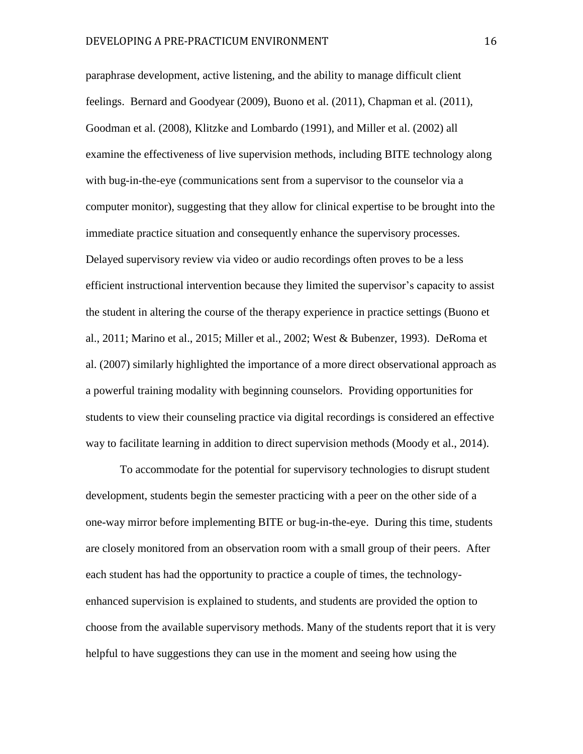paraphrase development, active listening, and the ability to manage difficult client feelings. Bernard and Goodyear (2009), Buono et al. (2011), Chapman et al. (2011), Goodman et al. (2008), Klitzke and Lombardo (1991), and Miller et al. (2002) all examine the effectiveness of live supervision methods, including BITE technology along with bug-in-the-eye (communications sent from a supervisor to the counselor via a computer monitor), suggesting that they allow for clinical expertise to be brought into the immediate practice situation and consequently enhance the supervisory processes. Delayed supervisory review via video or audio recordings often proves to be a less efficient instructional intervention because they limited the supervisor's capacity to assist the student in altering the course of the therapy experience in practice settings (Buono et al., 2011; Marino et al., 2015; Miller et al., 2002; West & Bubenzer, 1993). DeRoma et al. (2007) similarly highlighted the importance of a more direct observational approach as a powerful training modality with beginning counselors. Providing opportunities for students to view their counseling practice via digital recordings is considered an effective way to facilitate learning in addition to direct supervision methods (Moody et al., 2014).

To accommodate for the potential for supervisory technologies to disrupt student development, students begin the semester practicing with a peer on the other side of a one-way mirror before implementing BITE or bug-in-the-eye. During this time, students are closely monitored from an observation room with a small group of their peers. After each student has had the opportunity to practice a couple of times, the technology-enhanced supervision is explained to students, and students are provided the option to choose from the available supervisory methods. Many of the students report that it is very helpful to have suggestions they can use in the moment and seeing how using the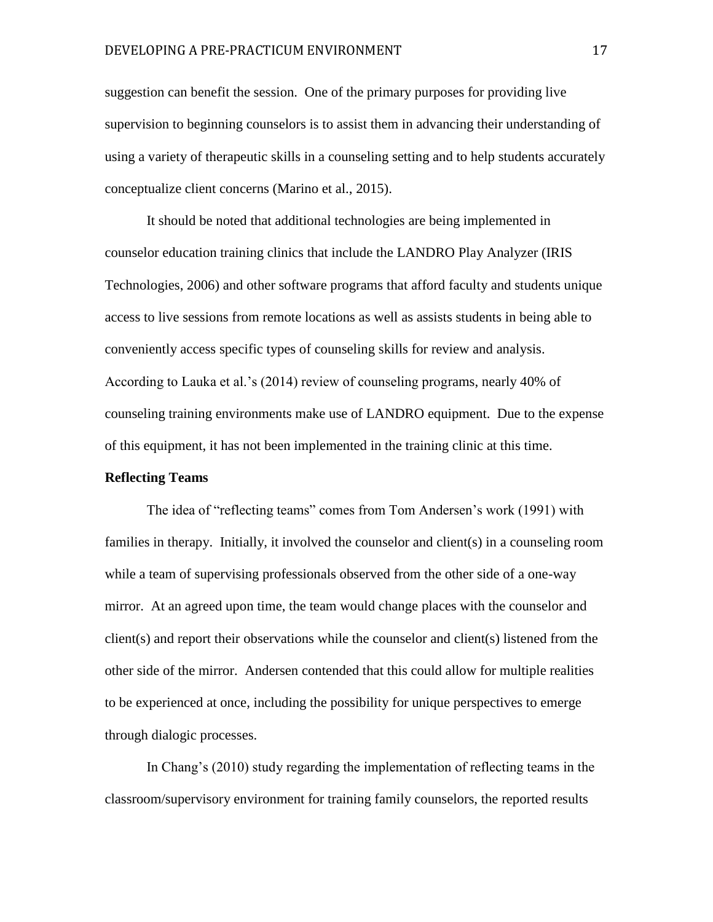suggestion can benefit the session. One of the primary purposes for providing live supervision to beginning counselors is to assist them in advancing their understanding of using a variety of therapeutic skills in a counseling setting and to help students accurately conceptualize client concerns (Marino et al., 2015).

It should be noted that additional technologies are being implemented in counselor education training clinics that include the LANDRO Play Analyzer (IRIS Technologies, 2006) and other software programs that afford faculty and students unique access to live sessions from remote locations as well as assists students in being able to conveniently access specific types of counseling skills for review and analysis. According to Lauka et al.'s (2014) review of counseling programs, nearly 40% of counseling training environments make use of LANDRO equipment. Due to the expense of this equipment, it has not been implemented in the training clinic at this time.

**Reflecting Teams**

The idea of "reflecting teams" comes from Tom Andersen's work (1991) with families in therapy. Initially, it involved the counselor and client(s) in a counseling room while a team of supervising professionals observed from the other side of a one-way mirror. At an agreed upon time, the team would change places with the counselor and client(s) and report their observations while the counselor and client(s) listened from the other side of the mirror. Andersen contended that this could allow for multiple realities to be experienced at once, including the possibility for unique perspectives to emerge through dialogic processes.

In Chang's (2010) study regarding the implementation of reflecting teams in the classroom/supervisory environment for training family counselors, the reported results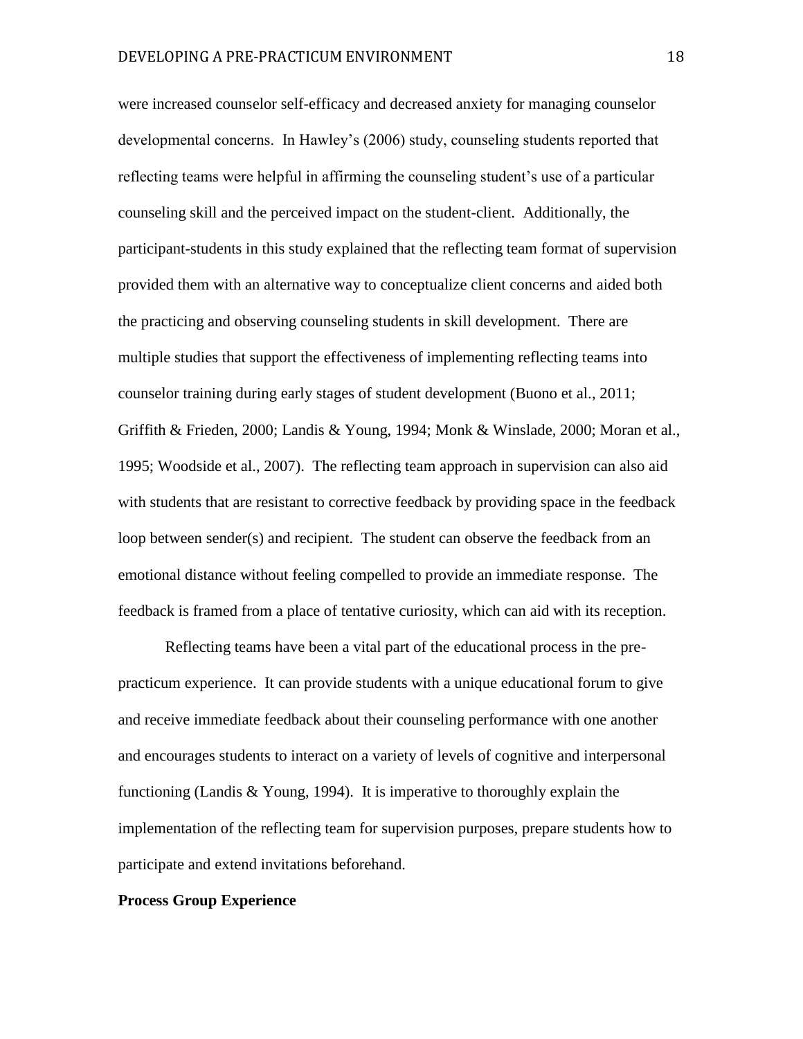were increased counselor self-efficacy and decreased anxiety for managing counselor developmental concerns. In Hawley's (2006) study, counseling students reported that reflecting teams were helpful in affirming the counseling student's use of a particular counseling skill and the perceived impact on the student-client. Additionally, the participant-students in this study explained that the reflecting team format of supervision provided them with an alternative way to conceptualize client concerns and aided both the practicing and observing counseling students in skill development. There are multiple studies that support the effectiveness of implementing reflecting teams into counselor training during early stages of student development (Buono et al., 2011; Griffith & Frieden, 2000; Landis & Young, 1994; Monk & Winslade, 2000; Moran et al., 1995; Woodside et al., 2007). The reflecting team approach in supervision can also aid with students that are resistant to corrective feedback by providing space in the feedback loop between sender(s) and recipient. The student can observe the feedback from an emotional distance without feeling compelled to provide an immediate response. The feedback is framed from a place of tentative curiosity, which can aid with its reception.

Reflecting teams have been a vital part of the educational process in the pre-practicum experience. It can provide students with a unique educational forum to give and receive immediate feedback about their counseling performance with one another and encourages students to interact on a variety of levels of cognitive and interpersonal functioning (Landis & Young, 1994). It is imperative to thoroughly explain the implementation of the reflecting team for supervision purposes, prepare students how to participate and extend invitations beforehand.

**Process Group Experience**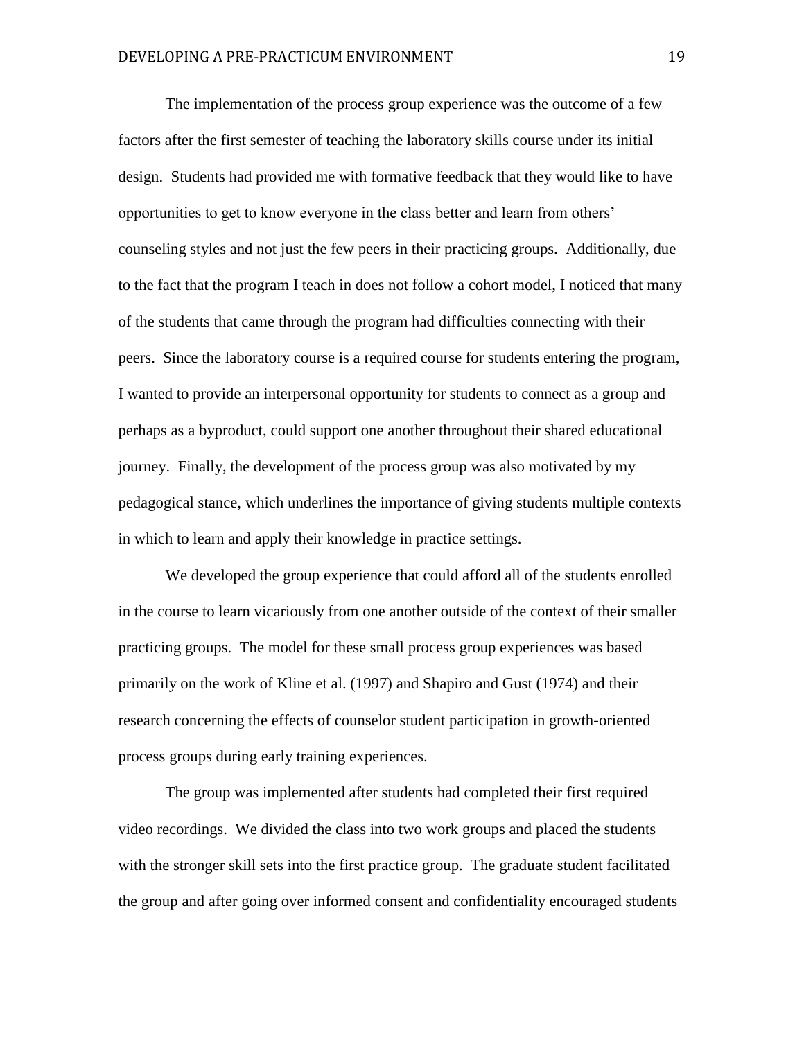The implementation of the process group experience was the outcome of a few factors after the first semester of teaching the laboratory skills course under its initial design. Students had provided me with formative feedback that they would like to have opportunities to get to know everyone in the class better and learn from others' counseling styles and not just the few peers in their practicing groups. Additionally, due to the fact that the program I teach in does not follow a cohort model, I noticed that many of the students that came through the program had difficulties connecting with their peers. Since the laboratory course is a required course for students entering the program, I wanted to provide an interpersonal opportunity for students to connect as a group and perhaps as a byproduct, could support one another throughout their shared educational journey. Finally, the development of the process group was also motivated by my pedagogical stance, which underlines the importance of giving students multiple contexts in which to learn and apply their knowledge in practice settings.

We developed the group experience that could afford all of the students enrolled in the course to learn vicariously from one another outside of the context of their smaller practicing groups. The model for these small process group experiences was based primarily on the work of Kline et al. (1997) and Shapiro and Gust (1974) and their research concerning the effects of counselor student participation in growth-oriented process groups during early training experiences.

The group was implemented after students had completed their first required video recordings. We divided the class into two work groups and placed the students with the stronger skill sets into the first practice group. The graduate student facilitated the group and after going over informed consent and confidentiality encouraged students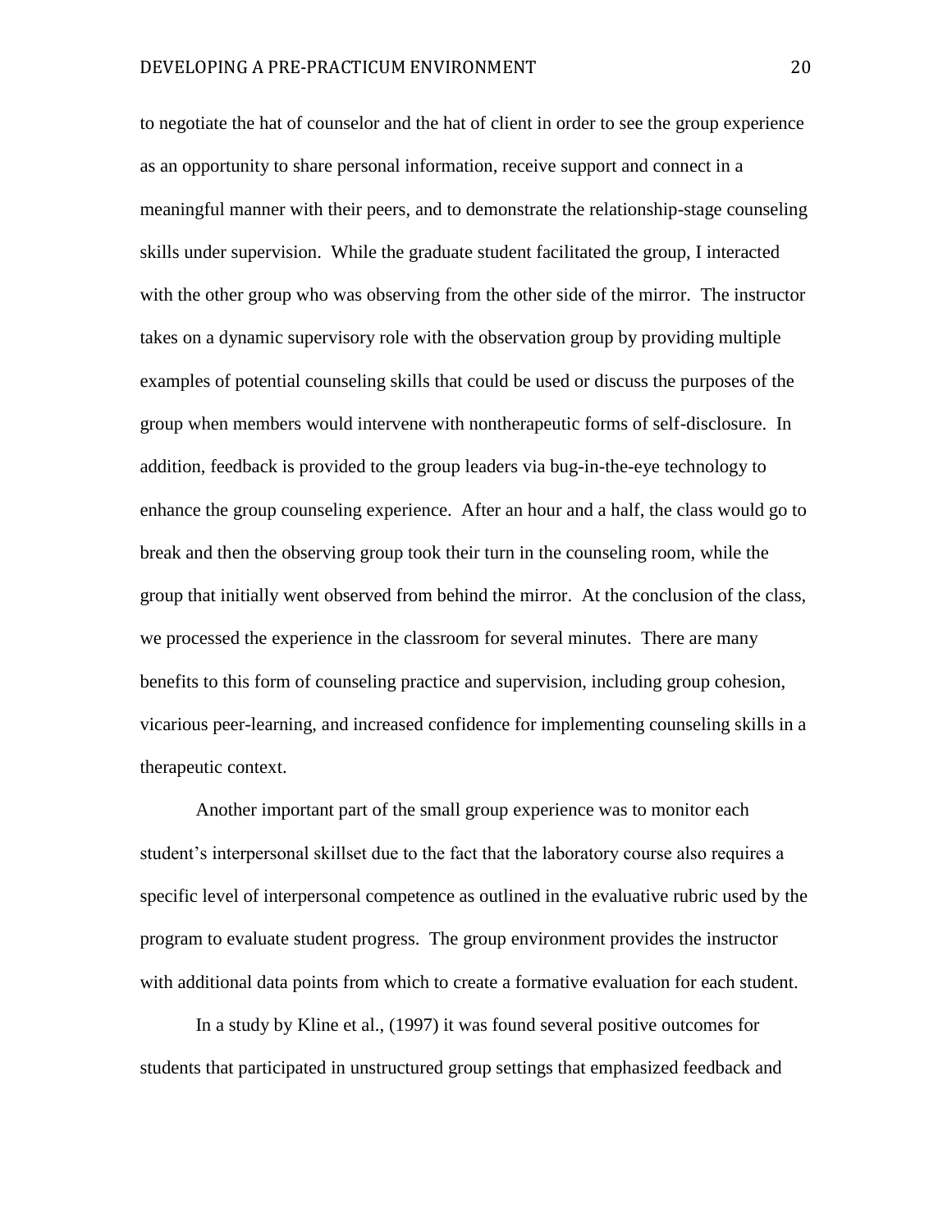to negotiate the hat of counselor and the hat of client in order to see the group experience as an opportunity to share personal information, receive support and connect in a meaningful manner with their peers, and to demonstrate the relationship-stage counseling skills under supervision. While the graduate student facilitated the group, I interacted with the other group who was observing from the other side of the mirror. The instructor takes on a dynamic supervisory role with the observation group by providing multiple examples of potential counseling skills that could be used or discuss the purposes of the group when members would intervene with nontherapeutic forms of self-disclosure. In addition, feedback is provided to the group leaders via bug-in-the-eye technology to enhance the group counseling experience. After an hour and a half, the class would go to break and then the observing group took their turn in the counseling room, while the group that initially went observed from behind the mirror. At the conclusion of the class, we processed the experience in the classroom for several minutes. There are many benefits to this form of counseling practice and supervision, including group cohesion, vicarious peer-learning, and increased confidence for implementing counseling skills in a therapeutic context.

Another important part of the small group experience was to monitor each student's interpersonal skillset due to the fact that the laboratory course also requires a specific level of interpersonal competence as outlined in the evaluative rubric used by the program to evaluate student progress. The group environment provides the instructor with additional data points from which to create a formative evaluation for each student.

In a study by Kline et al., (1997) it was found several positive outcomes for students that participated in unstructured group settings that emphasized feedback and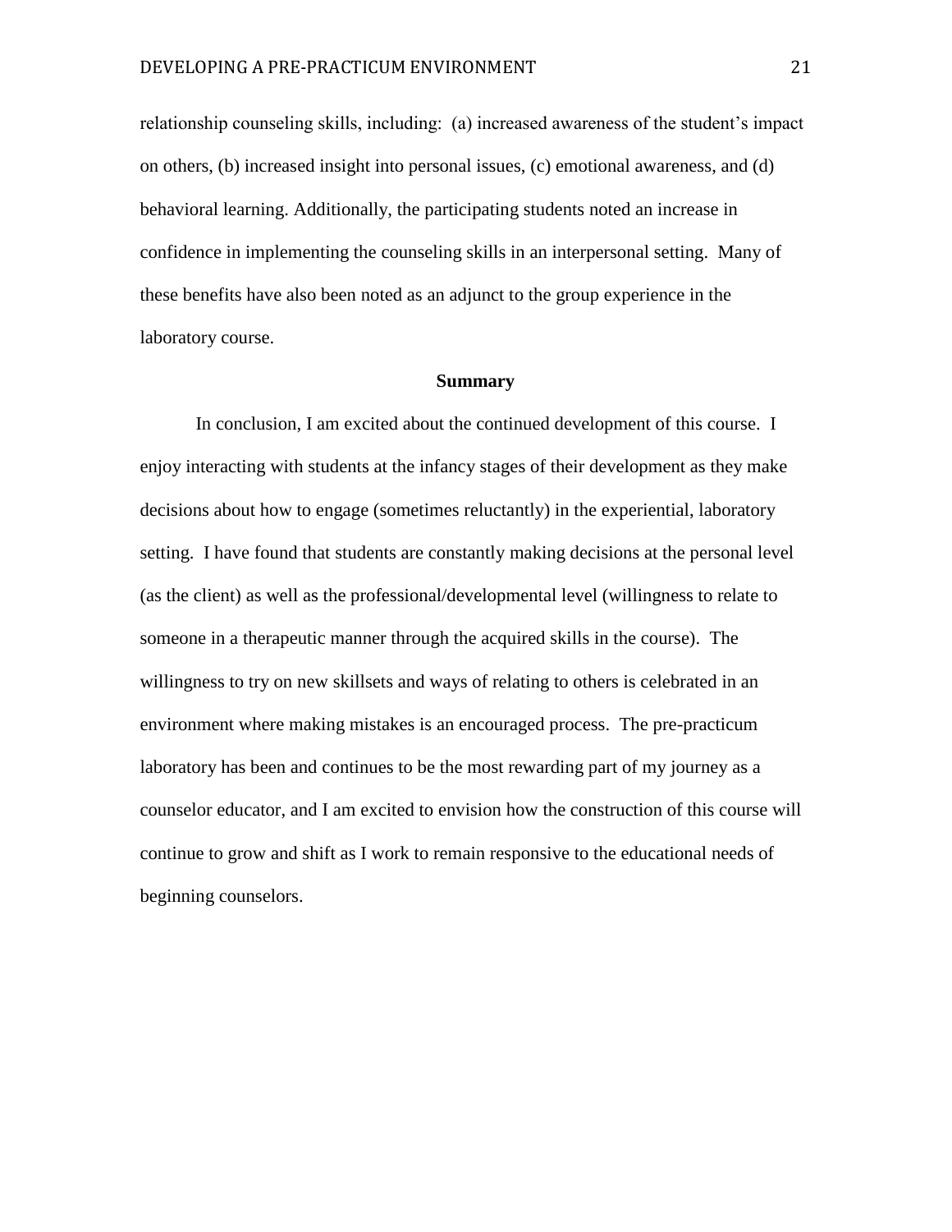relationship counseling skills, including: (a) increased awareness of the student's impact on others, (b) increased insight into personal issues, (c) emotional awareness, and (d) behavioral learning. Additionally, the participating students noted an increase in confidence in implementing the counseling skills in an interpersonal setting. Many of these benefits have also been noted as an adjunct to the group experience in the laboratory course.

## Summary

In conclusion, I am excited about the continued development of this course. I enjoy interacting with students at the infancy stages of their development as they make decisions about how to engage (sometimes reluctantly) in the experiential, laboratory setting. I have found that students are constantly making decisions at the personal level (as the client) as well as the professional/developmental level (willingness to relate to someone in a therapeutic manner through the acquired skills in the course). The willingness to try on new skillsets and ways of relating to others is celebrated in an environment where making mistakes is an encouraged process. The pre-practicum laboratory has been and continues to be the most rewarding part of my journey as a counselor educator, and I am excited to envision how the construction of this course will continue to grow and shift as I work to remain responsive to the educational needs of beginning counselors.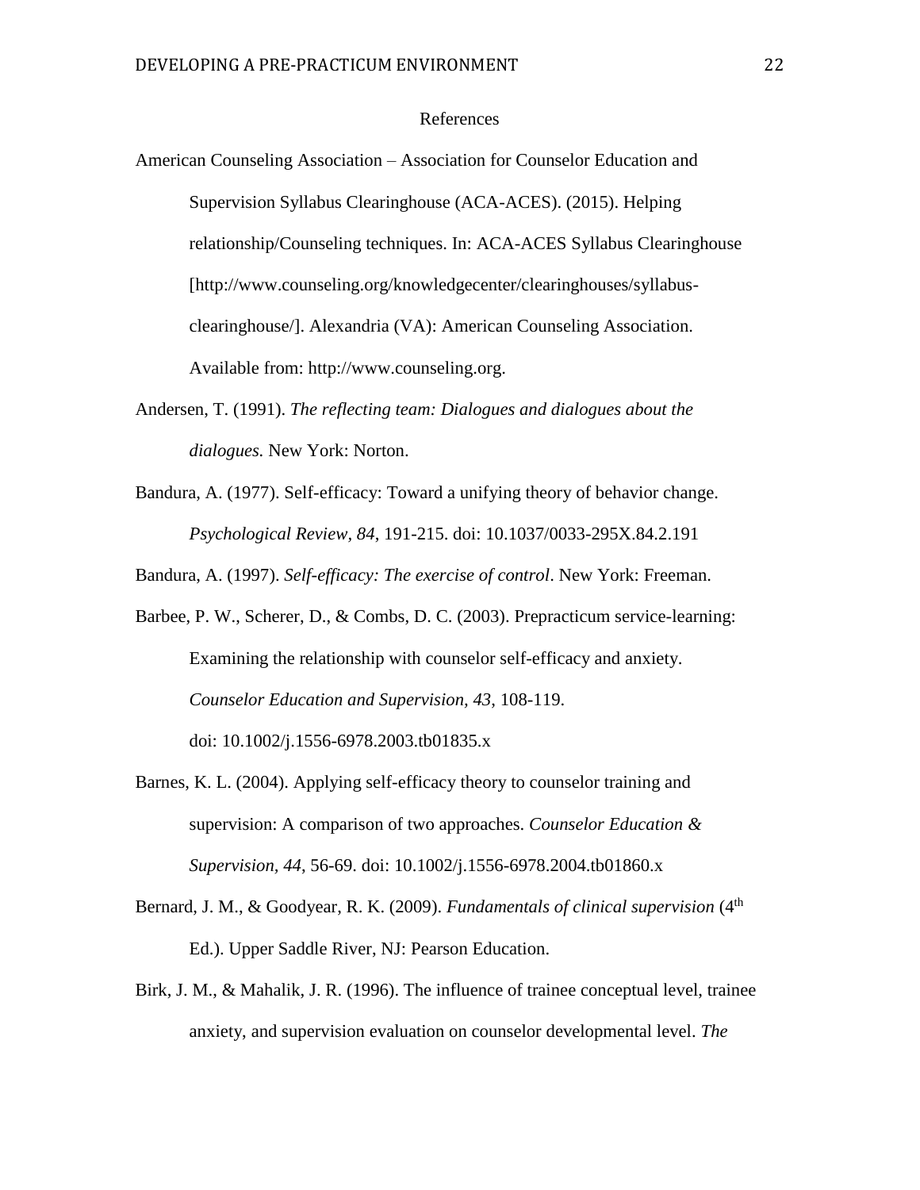# References

American Counseling Association – Association for Counselor Education and Supervision Syllabus Clearinghouse (ACA-ACES). (2015). Helping relationship/Counseling techniques. In: ACA-ACES Syllabus Clearinghouse [http://www.counseling.org/knowledgecenter/clearinghouses/syllabus-clearinghouse/]. Alexandria (VA): American Counseling Association. Available from: http://www.counseling.org.

Andersen, T. (1991). *The reflecting team: Dialogues and dialogues about the dialogues.* New York: Norton.

Bandura, A. (1977). Self-efficacy: Toward a unifying theory of behavior change. *Psychological Review, 84*, 191-215. doi: 10.1037/0033-295X.84.2.191

Bandura, A. (1997). *Self-efficacy: The exercise of control*. New York: Freeman.

Barbee, P. W., Scherer, D., & Combs, D. C. (2003). Prepracticum service-learning: Examining the relationship with counselor self-efficacy and anxiety. *Counselor Education and Supervision, 43*, 108-119. doi: 10.1002/j.1556-6978.2003.tb01835.x

Barnes, K. L. (2004). Applying self-efficacy theory to counselor training and supervision: A comparison of two approaches. *Counselor Education & Supervision, 44*, 56-69. doi: 10.1002/j.1556-6978.2004.tb01860.x

Bernard, J. M., & Goodyear, R. K. (2009). *Fundamentals of clinical supervision* (4th Ed.). Upper Saddle River, NJ: Pearson Education.

Birk, J. M., & Mahalik, J. R. (1996). The influence of trainee conceptual level, trainee anxiety, and supervision evaluation on counselor developmental level. *The*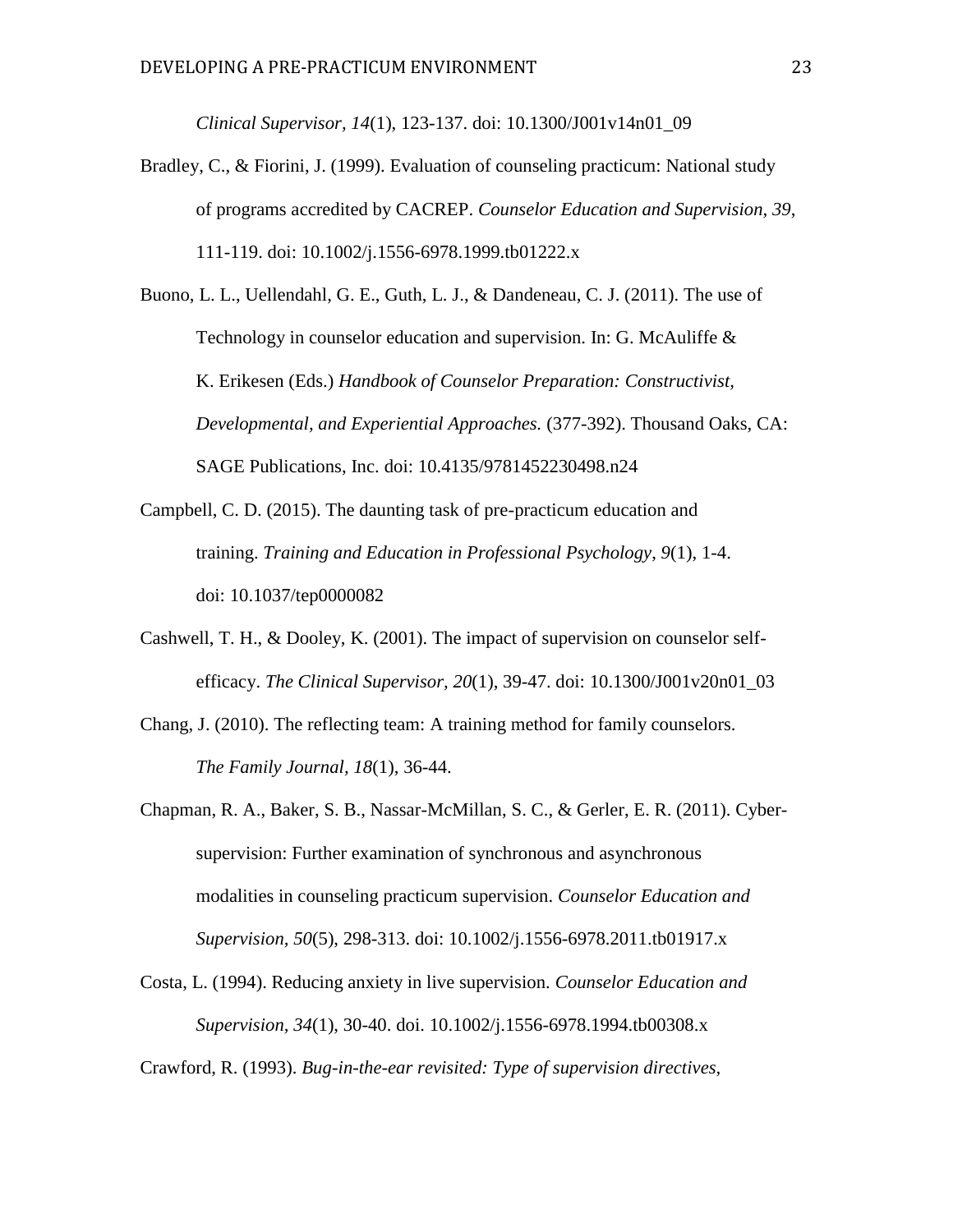*Clinical Supervisor, 14*(1), 123-137. doi: 10.1300/J001v14n01_09

Bradley, C., & Fiorini, J. (1999). Evaluation of counseling practicum: National study of programs accredited by CACREP. *Counselor Education and Supervision, 39*, 111-119. doi: 10.1002/j.1556-6978.1999.tb01222.x

Buono, L. L., Uellendahl, G. E., Guth, L. J., & Dandeneau, C. J. (2011). The use of Technology in counselor education and supervision. In: G. McAuliffe & K. Erikesen (Eds.) *Handbook of Counselor Preparation: Constructivist, Developmental, and Experiential Approaches.* (377-392). Thousand Oaks, CA: SAGE Publications, Inc. doi: 10.4135/9781452230498.n24

Campbell, C. D. (2015). The daunting task of pre-practicum education and training. *Training and Education in Professional Psychology, 9*(1), 1-4. doi: 10.1037/tep0000082

Cashwell, T. H., & Dooley, K. (2001). The impact of supervision on counselor self-efficacy. *The Clinical Supervisor, 20*(1), 39-47. doi: 10.1300/J001v20n01_03

Chang, J. (2010). The reflecting team: A training method for family counselors. *The Family Journal, 18*(1), 36-44.

Chapman, R. A., Baker, S. B., Nassar-McMillan, S. C., & Gerler, E. R. (2011). Cyber-supervision: Further examination of synchronous and asynchronous modalities in counseling practicum supervision. *Counselor Education and Supervision, 50*(5), 298-313. doi: 10.1002/j.1556-6978.2011.tb01917.x

Costa, L. (1994). Reducing anxiety in live supervision. *Counselor Education and Supervision, 34*(1), 30-40. doi. 10.1002/j.1556-6978.1994.tb00308.x

Crawford, R. (1993). *Bug-in-the-ear revisited: Type of supervision directives,*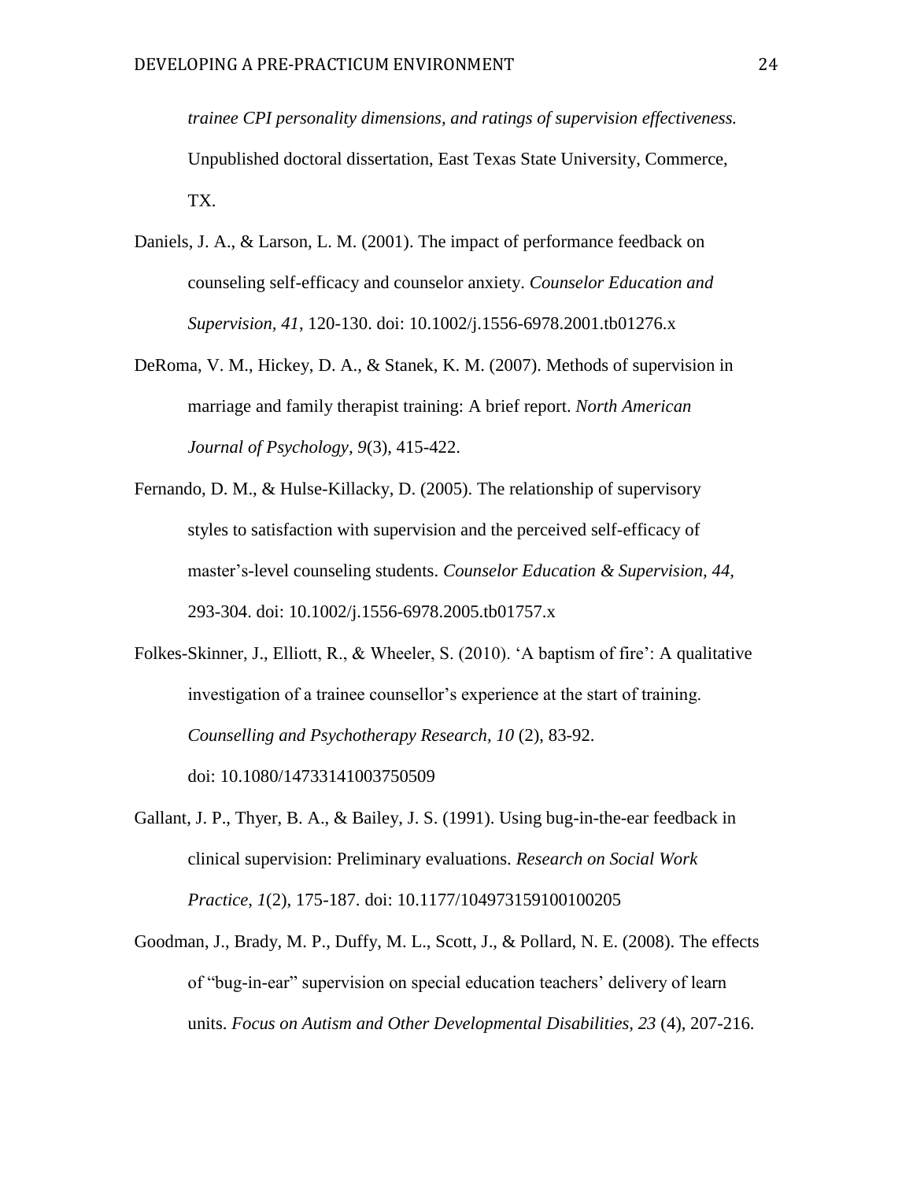*trainee CPI personality dimensions, and ratings of supervision effectiveness.* Unpublished doctoral dissertation, East Texas State University, Commerce, TX.

Daniels, J. A., & Larson, L. M. (2001). The impact of performance feedback on counseling self-efficacy and counselor anxiety. *Counselor Education and Supervision, 41*, 120-130. doi: 10.1002/j.1556-6978.2001.tb01276.x

DeRoma, V. M., Hickey, D. A., & Stanek, K. M. (2007). Methods of supervision in marriage and family therapist training: A brief report. *North American Journal of Psychology, 9*(3), 415-422.

Fernando, D. M., & Hulse-Killacky, D. (2005). The relationship of supervisory styles to satisfaction with supervision and the perceived self-efficacy of master's-level counseling students. *Counselor Education & Supervision, 44*, 293-304. doi: 10.1002/j.1556-6978.2005.tb01757.x

Folkes-Skinner, J., Elliott, R., & Wheeler, S. (2010). 'A baptism of fire': A qualitative investigation of a trainee counsellor's experience at the start of training. *Counselling and Psychotherapy Research, 10* (2), 83-92. doi: 10.1080/14733141003750509

Gallant, J. P., Thyer, B. A., & Bailey, J. S. (1991). Using bug-in-the-ear feedback in clinical supervision: Preliminary evaluations. *Research on Social Work Practice, 1*(2), 175-187. doi: 10.1177/104973159100100205

Goodman, J., Brady, M. P., Duffy, M. L., Scott, J., & Pollard, N. E. (2008). The effects of "bug-in-ear" supervision on special education teachers' delivery of learn units. *Focus on Autism and Other Developmental Disabilities, 23* (4), 207-216.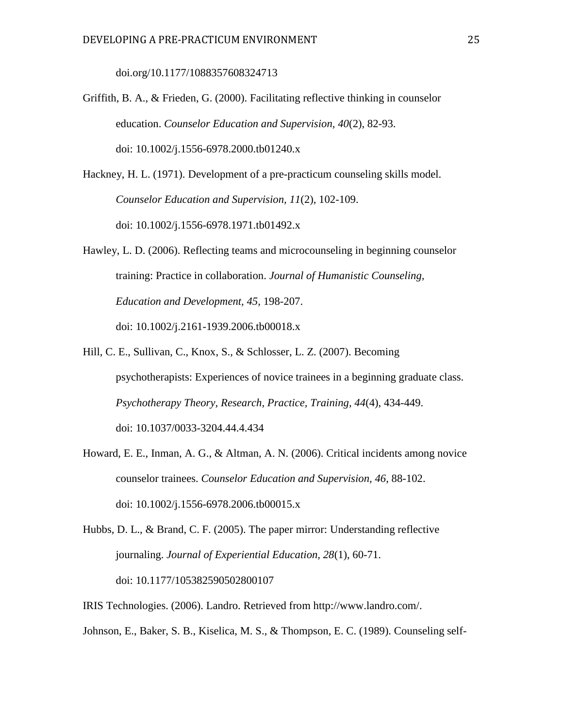doi.org/10.1177/1088357608324713

Griffith, B. A., & Frieden, G. (2000). Facilitating reflective thinking in counselor education. *Counselor Education and Supervision, 40*(2), 82-93. doi: 10.1002/j.1556-6978.2000.tb01240.x

Hackney, H. L. (1971). Development of a pre-practicum counseling skills model. *Counselor Education and Supervision, 11*(2), 102-109. doi: 10.1002/j.1556-6978.1971.tb01492.x

Hawley, L. D. (2006). Reflecting teams and microcounseling in beginning counselor training: Practice in collaboration. *Journal of Humanistic Counseling, Education and Development, 45*, 198-207. doi: 10.1002/j.2161-1939.2006.tb00018.x

Hill, C. E., Sullivan, C., Knox, S., & Schlosser, L. Z. (2007). Becoming psychotherapists: Experiences of novice trainees in a beginning graduate class. *Psychotherapy Theory, Research, Practice, Training, 44*(4), 434-449. doi: 10.1037/0033-3204.44.4.434

Howard, E. E., Inman, A. G., & Altman, A. N. (2006). Critical incidents among novice counselor trainees. *Counselor Education and Supervision, 46*, 88-102. doi: 10.1002/j.1556-6978.2006.tb00015.x

Hubbs, D. L., & Brand, C. F. (2005). The paper mirror: Understanding reflective journaling. *Journal of Experiential Education, 28*(1), 60-71. doi: 10.1177/105382590502800107

IRIS Technologies. (2006). Landro. Retrieved from http://www.landro.com/.

Johnson, E., Baker, S. B., Kiselica, M. S., & Thompson, E. C. (1989). Counseling self-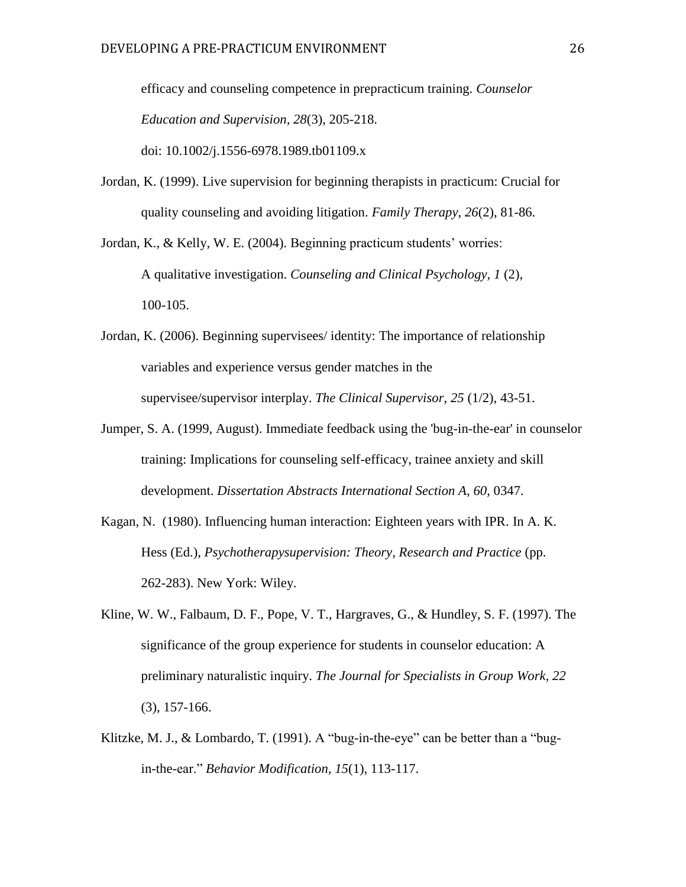efficacy and counseling competence in prepracticum training. *Counselor Education and Supervision, 28*(3), 205-218. doi: 10.1002/j.1556-6978.1989.tb01109.x

Jordan, K. (1999). Live supervision for beginning therapists in practicum: Crucial for quality counseling and avoiding litigation. *Family Therapy*, *26*(2), 81-86.

Jordan, K., & Kelly, W. E. (2004). Beginning practicum students' worries: A qualitative investigation. *Counseling and Clinical Psychology, 1* (2), 100-105.

Jordan, K. (2006). Beginning supervisees/ identity: The importance of relationship variables and experience versus gender matches in the supervisee/supervisor interplay. *The Clinical Supervisor, 25* (1/2), 43-51.

Jumper, S. A. (1999, August). Immediate feedback using the 'bug-in-the-ear' in counselor training: Implications for counseling self-efficacy, trainee anxiety and skill development. *Dissertation Abstracts International Section A*, *60*, 0347.

Kagan, N. (1980). Influencing human interaction: Eighteen years with IPR. In A. K. Hess (Ed.), *Psychotherapysupervision: Theory, Research and Practice* (pp. 262-283). New York: Wiley.

Kline, W. W., Falbaum, D. F., Pope, V. T., Hargraves, G., & Hundley, S. F. (1997). The significance of the group experience for students in counselor education: A preliminary naturalistic inquiry. *The Journal for Specialists in Group Work*, *22* (3), 157-166.

Klitzke, M. J., & Lombardo, T. (1991). A "bug-in-the-eye" can be better than a "bug-in-the-ear." *Behavior Modification, 15*(1), 113-117.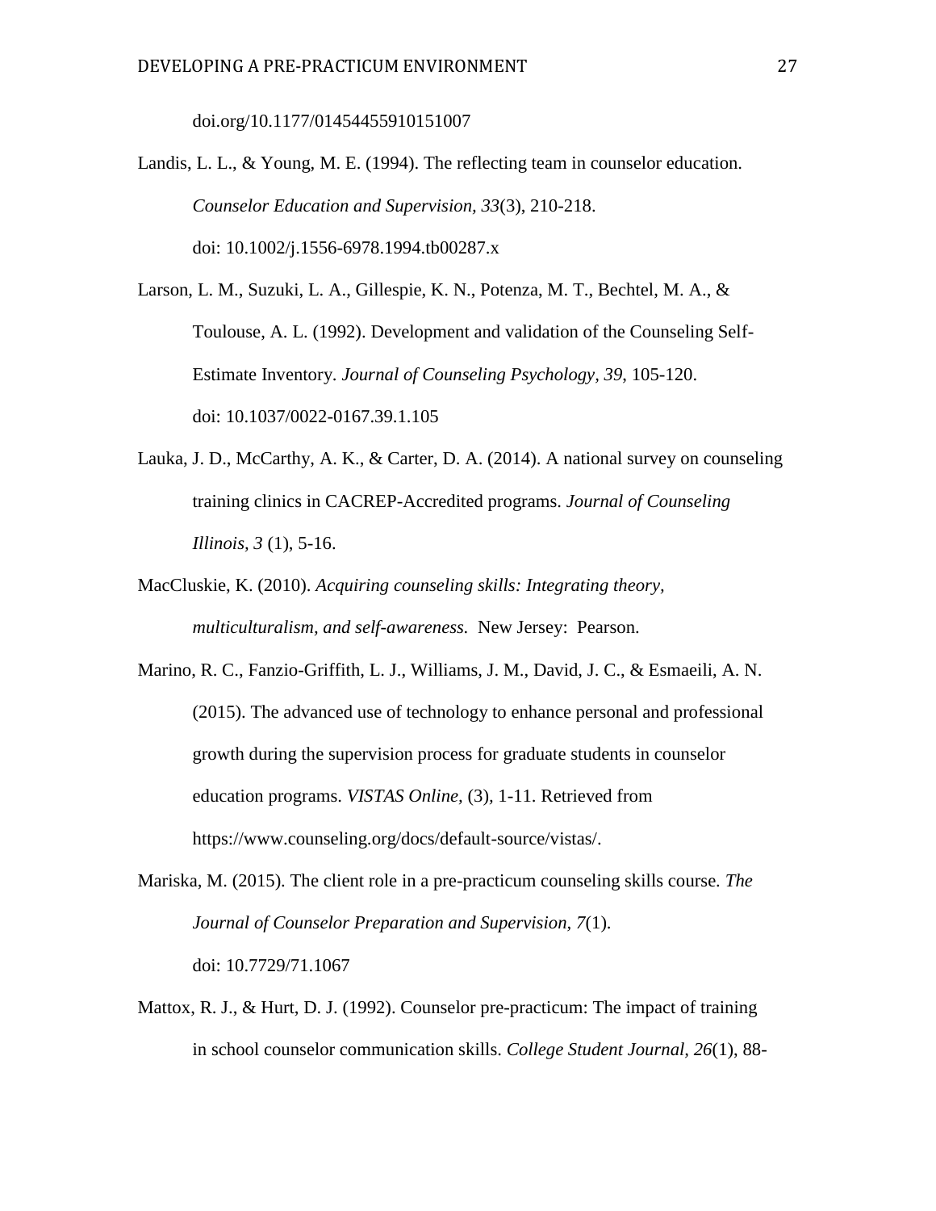doi.org/10.1177/01454455910151007

Landis, L. L., & Young, M. E. (1994). The reflecting team in counselor education. *Counselor Education and Supervision, 33*(3), 210-218. doi: 10.1002/j.1556-6978.1994.tb00287.x

Larson, L. M., Suzuki, L. A., Gillespie, K. N., Potenza, M. T., Bechtel, M. A., & Toulouse, A. L. (1992). Development and validation of the Counseling Self-Estimate Inventory. *Journal of Counseling Psychology, 39*, 105-120. doi: 10.1037/0022-0167.39.1.105

Lauka, J. D., McCarthy, A. K., & Carter, D. A. (2014). A national survey on counseling training clinics in CACREP-Accredited programs. *Journal of Counseling Illinois, 3* (1), 5-16.

MacCluskie, K. (2010). *Acquiring counseling skills: Integrating theory, multiculturalism, and self-awareness.* New Jersey: Pearson.

Marino, R. C., Fanzio-Griffith, L. J., Williams, J. M., David, J. C., & Esmaeili, A. N. (2015). The advanced use of technology to enhance personal and professional growth during the supervision process for graduate students in counselor education programs. *VISTAS Online*, (3), 1-11. Retrieved from https://www.counseling.org/docs/default-source/vistas/.

Mariska, M. (2015). The client role in a pre-practicum counseling skills course. *The Journal of Counselor Preparation and Supervision, 7*(1). doi: 10.7729/71.1067

Mattox, R. J., & Hurt, D. J. (1992). Counselor pre-practicum: The impact of training in school counselor communication skills. *College Student Journal, 26*(1), 88-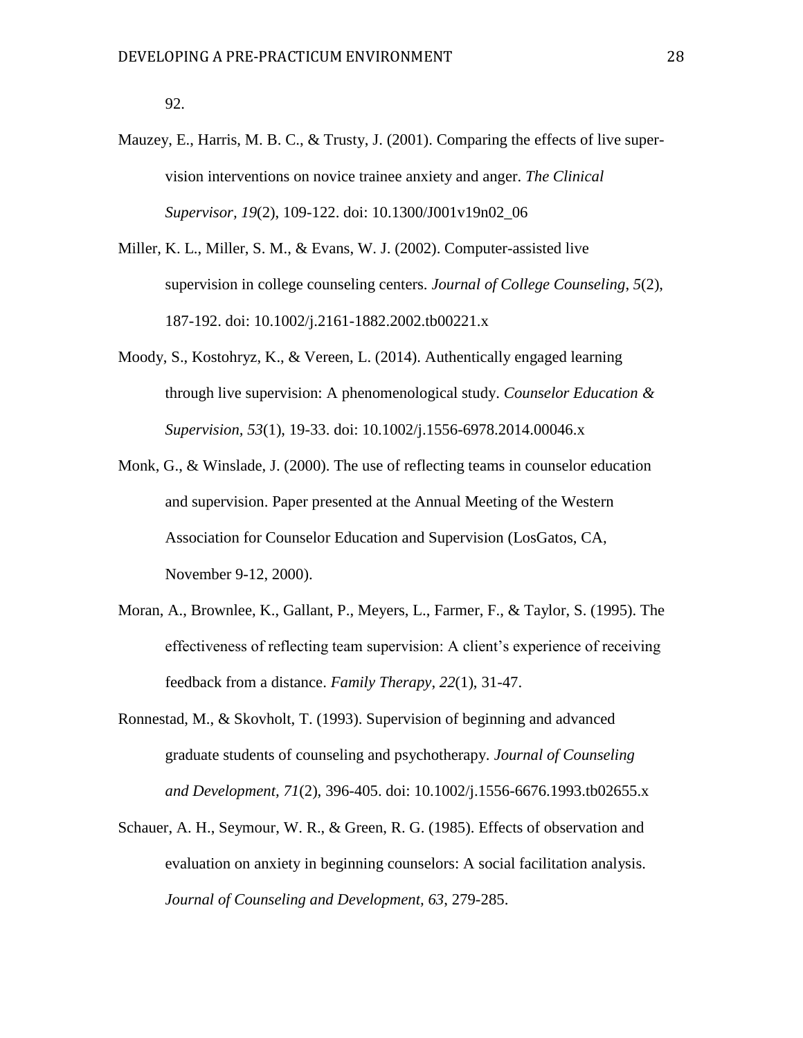92.

Mauzey, E., Harris, M. B. C., & Trusty, J. (2001). Comparing the effects of live supervision interventions on novice trainee anxiety and anger. *The Clinical Supervisor, 19*(2), 109-122. doi: 10.1300/J001v19n02_06

Miller, K. L., Miller, S. M., & Evans, W. J. (2002). Computer-assisted live supervision in college counseling centers. *Journal of College Counseling, 5*(2), 187-192. doi: 10.1002/j.2161-1882.2002.tb00221.x

Moody, S., Kostohryz, K., & Vereen, L. (2014). Authentically engaged learning through live supervision: A phenomenological study. *Counselor Education & Supervision, 53*(1), 19-33. doi: 10.1002/j.1556-6978.2014.00046.x

Monk, G., & Winslade, J. (2000). The use of reflecting teams in counselor education and supervision. Paper presented at the Annual Meeting of the Western Association for Counselor Education and Supervision (LosGatos, CA, November 9-12, 2000).

Moran, A., Brownlee, K., Gallant, P., Meyers, L., Farmer, F., & Taylor, S. (1995). The effectiveness of reflecting team supervision: A client's experience of receiving feedback from a distance. *Family Therapy, 22*(1), 31-47.

Ronnestad, M., & Skovholt, T. (1993). Supervision of beginning and advanced graduate students of counseling and psychotherapy. *Journal of Counseling and Development, 71*(2), 396-405. doi: 10.1002/j.1556-6676.1993.tb02655.x

Schauer, A. H., Seymour, W. R., & Green, R. G. (1985). Effects of observation and evaluation on anxiety in beginning counselors: A social facilitation analysis. *Journal of Counseling and Development, 63*, 279-285.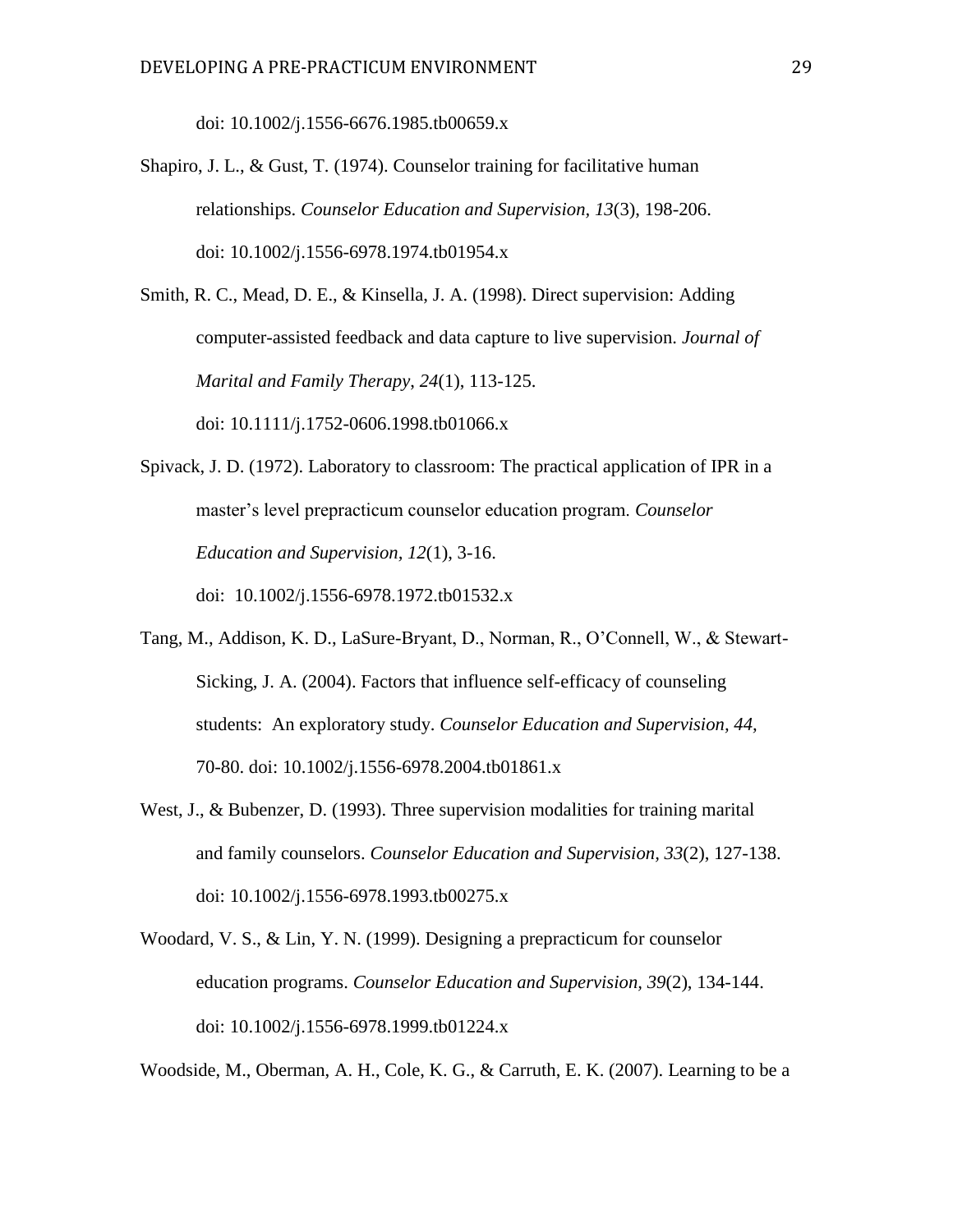doi: 10.1002/j.1556-6676.1985.tb00659.x

Shapiro, J. L., & Gust, T. (1974). Counselor training for facilitative human relationships. *Counselor Education and Supervision, 13*(3), 198-206. doi: 10.1002/j.1556-6978.1974.tb01954.x

Smith, R. C., Mead, D. E., & Kinsella, J. A. (1998). Direct supervision: Adding computer-assisted feedback and data capture to live supervision. *Journal of Marital and Family Therapy, 24*(1), 113-125. doi: 10.1111/j.1752-0606.1998.tb01066.x

Spivack, J. D. (1972). Laboratory to classroom: The practical application of IPR in a master's level prepracticum counselor education program. *Counselor Education and Supervision, 12*(1), 3-16. doi: 10.1002/j.1556-6978.1972.tb01532.x

Tang, M., Addison, K. D., LaSure-Bryant, D., Norman, R., O'Connell, W., & Stewart-Sicking, J. A. (2004). Factors that influence self-efficacy of counseling students: An exploratory study. *Counselor Education and Supervision, 44,* 70-80. doi: 10.1002/j.1556-6978.2004.tb01861.x

West, J., & Bubenzer, D. (1993). Three supervision modalities for training marital and family counselors. *Counselor Education and Supervision, 33*(2), 127-138. doi: 10.1002/j.1556-6978.1993.tb00275.x

Woodard, V. S., & Lin, Y. N. (1999). Designing a prepracticum for counselor education programs. *Counselor Education and Supervision, 39*(2), 134-144. doi: 10.1002/j.1556-6978.1999.tb01224.x

Woodside, M., Oberman, A. H., Cole, K. G., & Carruth, E. K. (2007). Learning to be a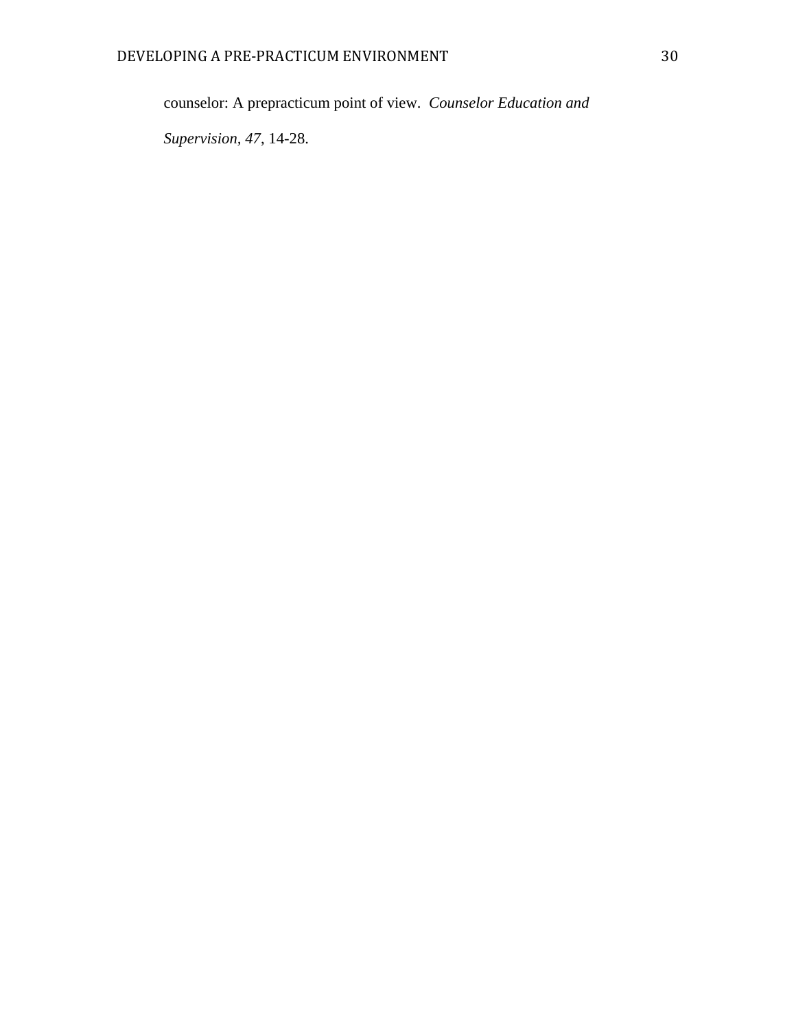counselor: A prepracticum point of view. *Counselor Education and Supervision*, *47*, 14-28.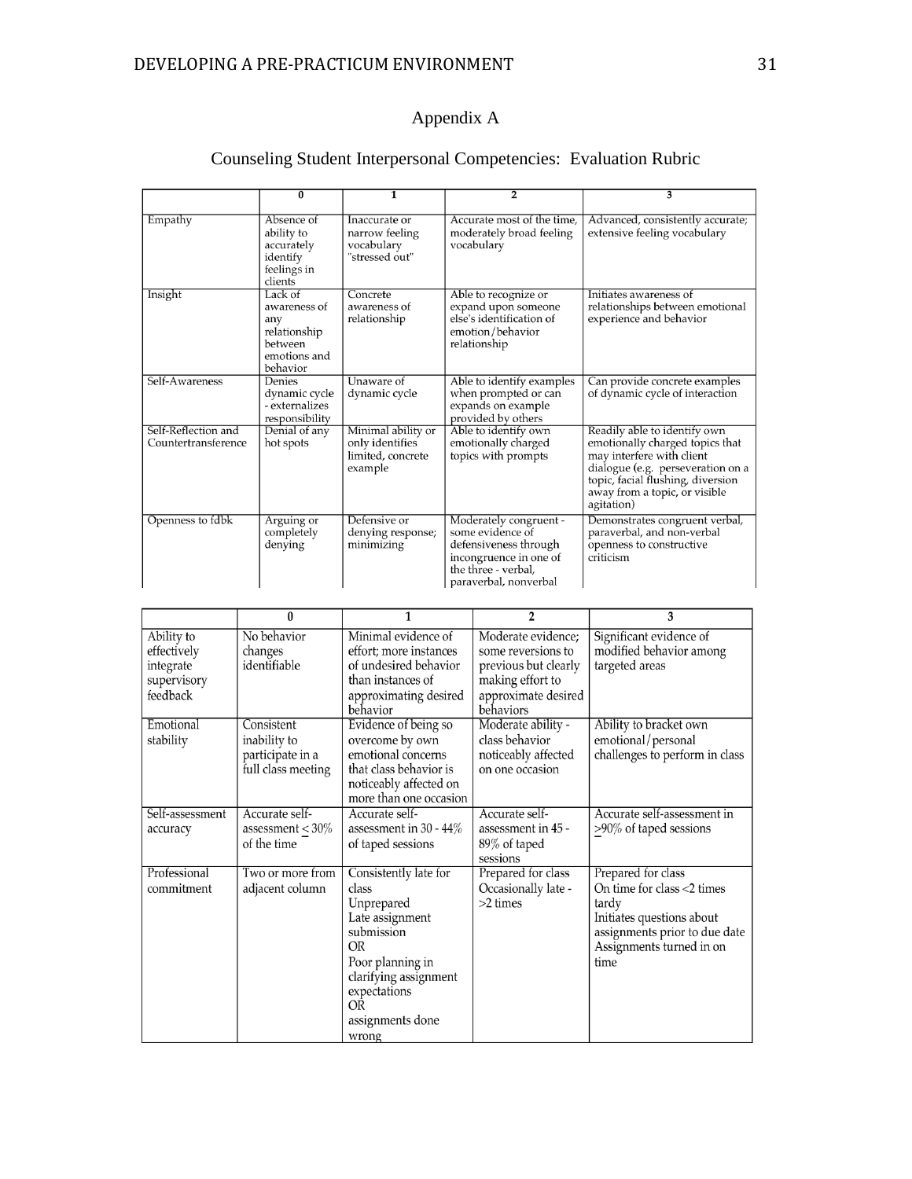# Appendix A

## Counseling Student Interpersonal Competencies: Evaluation Rubric

| | 0 | 1 | 2 | 3 |
|---|---|---|---|---|
| Empathy | Absence of ability to accurately identify feelings in clients | Inaccurate or narrow feeling vocabulary "stressed out" | Accurate most of the time, moderately broad feeling vocabulary | Advanced, consistently accurate; extensive feeling vocabulary |
| Insight | Lack of awareness of any relationship between emotions and behavior | Concrete awareness of relationship | Able to recognize or expand upon someone else's identification of emotion/behavior relationship | Initiates awareness of relationships between emotional experience and behavior |
| Self-Awareness | Denies dynamic cycle - externalizes responsibility | Unaware of dynamic cycle | Able to identify examples when prompted or can expands on example provided by others | Can provide concrete examples of dynamic cycle of interaction |
| Self-Reflection and Countertransference | Denial of any hot spots | Minimal ability or only identifies limited, concrete example | Able to identify own emotionally charged topics with prompts | Readily able to identify own emotionally charged topics that may interfere with client dialogue (e.g. perseveration on a topic, facial flushing, diversion away from a topic, or visible agitation) |
| Openness to fdbk | Arguing or completely denying | Defensive or denying response; minimizing | Moderately congruent - some evidence of defensiveness through incongruence in one of the three - verbal, paraverbal, nonverbal | Demonstrates congruent verbal, paraverbal, and non-verbal openness to constructive criticism |
| Ability to effectively integrate supervisory feedback | No behavior changes identifiable | Minimal evidence of effort; more instances of undesired behavior than instances of approximating desired behavior | Moderate evidence; some reversions to previous but clearly making effort to approximate desired behaviors | Significant evidence of modified behavior among targeted areas |
| Emotional stability | Consistent inability to participate in a full class meeting | Evidence of being so overcome by own emotional concerns that class behavior is noticeably affected on more than one occasion | Moderate ability - class behavior noticeably affected on one occasion | Ability to bracket own emotional/personal challenges to perform in class |
| Self-assessment accuracy | Accurate self-assessment ≤ 30% of the time | Accurate self-assessment in 30 - 44% of taped sessions | Accurate self-assessment in 45 - 89% of taped sessions | Accurate self-assessment in ≥90% of taped sessions |
| Professional commitment | Two or more from adjacent column | Consistently late for class<br>Unprepared<br>Late assignment submission<br>OR<br>Poor planning in clarifying assignment expectations<br>OR<br>assignments done wrong | Prepared for class<br>Occasionally late - >2 times | Prepared for class<br>On time for class <2 times tardy<br>Initiates questions about assignments prior to due date<br>Assignments turned in on time |